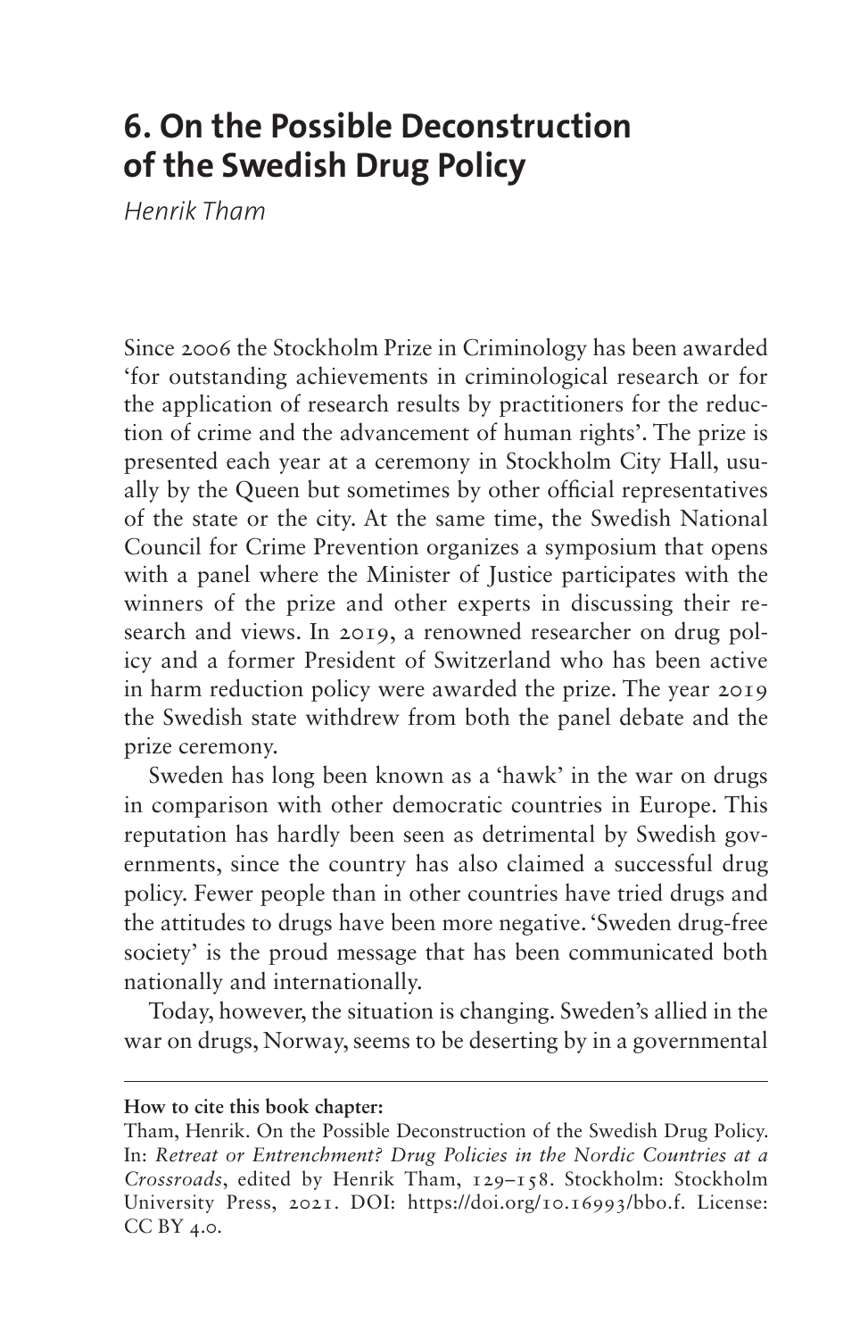# 6. On the Possible Deconstruction of the Swedish Drug Policy

*Henrik Tham*

Since 2006 the Stockholm Prize in Criminology has been awarded 'for outstanding achievements in criminological research or for the application of research results by practitioners for the reduction of crime and the advancement of human rights'. The prize is presented each year at a ceremony in Stockholm City Hall, usually by the Queen but sometimes by other official representatives of the state or the city. At the same time, the Swedish National Council for Crime Prevention organizes a symposium that opens with a panel where the Minister of Justice participates with the winners of the prize and other experts in discussing their research and views. In 2019, a renowned researcher on drug policy and a former President of Switzerland who has been active in harm reduction policy were awarded the prize. The year 2019 the Swedish state withdrew from both the panel debate and the prize ceremony.

Sweden has long been known as a 'hawk' in the war on drugs in comparison with other democratic countries in Europe. This reputation has hardly been seen as detrimental by Swedish governments, since the country has also claimed a successful drug policy. Fewer people than in other countries have tried drugs and the attitudes to drugs have been more negative. 'Sweden drug-free society' is the proud message that has been communicated both nationally and internationally.

Today, however, the situation is changing. Sweden's allied in the war on drugs, Norway, seems to be deserting by in a governmental

---

**How to cite this book chapter:**

Tham, Henrik. On the Possible Deconstruction of the Swedish Drug Policy. In: *Retreat or Entrenchment? Drug Policies in the Nordic Countries at a Crossroads*, edited by Henrik Tham, 129–158. Stockholm: Stockholm University Press, 2021. DOI: https://doi.org/10.16993/bbo.f. License: CC BY 4.0.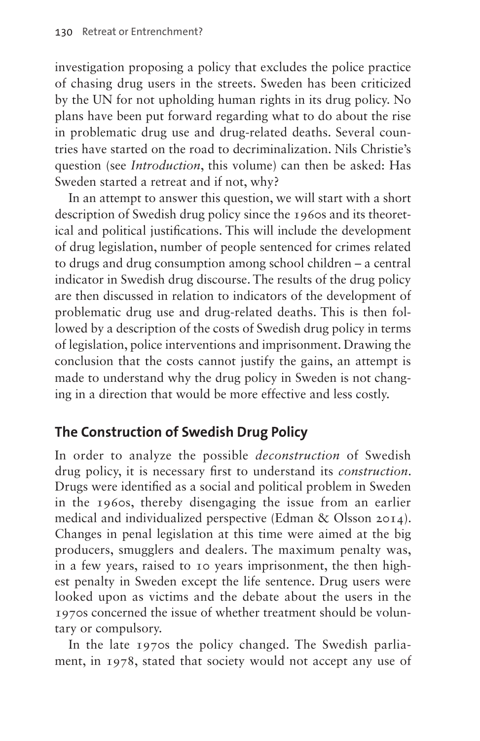investigation proposing a policy that excludes the police practice of chasing drug users in the streets. Sweden has been criticized by the UN for not upholding human rights in its drug policy. No plans have been put forward regarding what to do about the rise in problematic drug use and drug-related deaths. Several countries have started on the road to decriminalization. Nils Christie's question (see *Introduction*, this volume) can then be asked: Has Sweden started a retreat and if not, why?

In an attempt to answer this question, we will start with a short description of Swedish drug policy since the 1960s and its theoretical and political justifications. This will include the development of drug legislation, number of people sentenced for crimes related to drugs and drug consumption among school children – a central indicator in Swedish drug discourse. The results of the drug policy are then discussed in relation to indicators of the development of problematic drug use and drug-related deaths. This is then followed by a description of the costs of Swedish drug policy in terms of legislation, police interventions and imprisonment. Drawing the conclusion that the costs cannot justify the gains, an attempt is made to understand why the drug policy in Sweden is not changing in a direction that would be more effective and less costly.

## The Construction of Swedish Drug Policy

In order to analyze the possible *deconstruction* of Swedish drug policy, it is necessary first to understand its *construction*. Drugs were identified as a social and political problem in Sweden in the 1960s, thereby disengaging the issue from an earlier medical and individualized perspective (Edman & Olsson 2014). Changes in penal legislation at this time were aimed at the big producers, smugglers and dealers. The maximum penalty was, in a few years, raised to 10 years imprisonment, the then highest penalty in Sweden except the life sentence. Drug users were looked upon as victims and the debate about the users in the 1970s concerned the issue of whether treatment should be voluntary or compulsory.

In the late 1970s the policy changed. The Swedish parliament, in 1978, stated that society would not accept any use of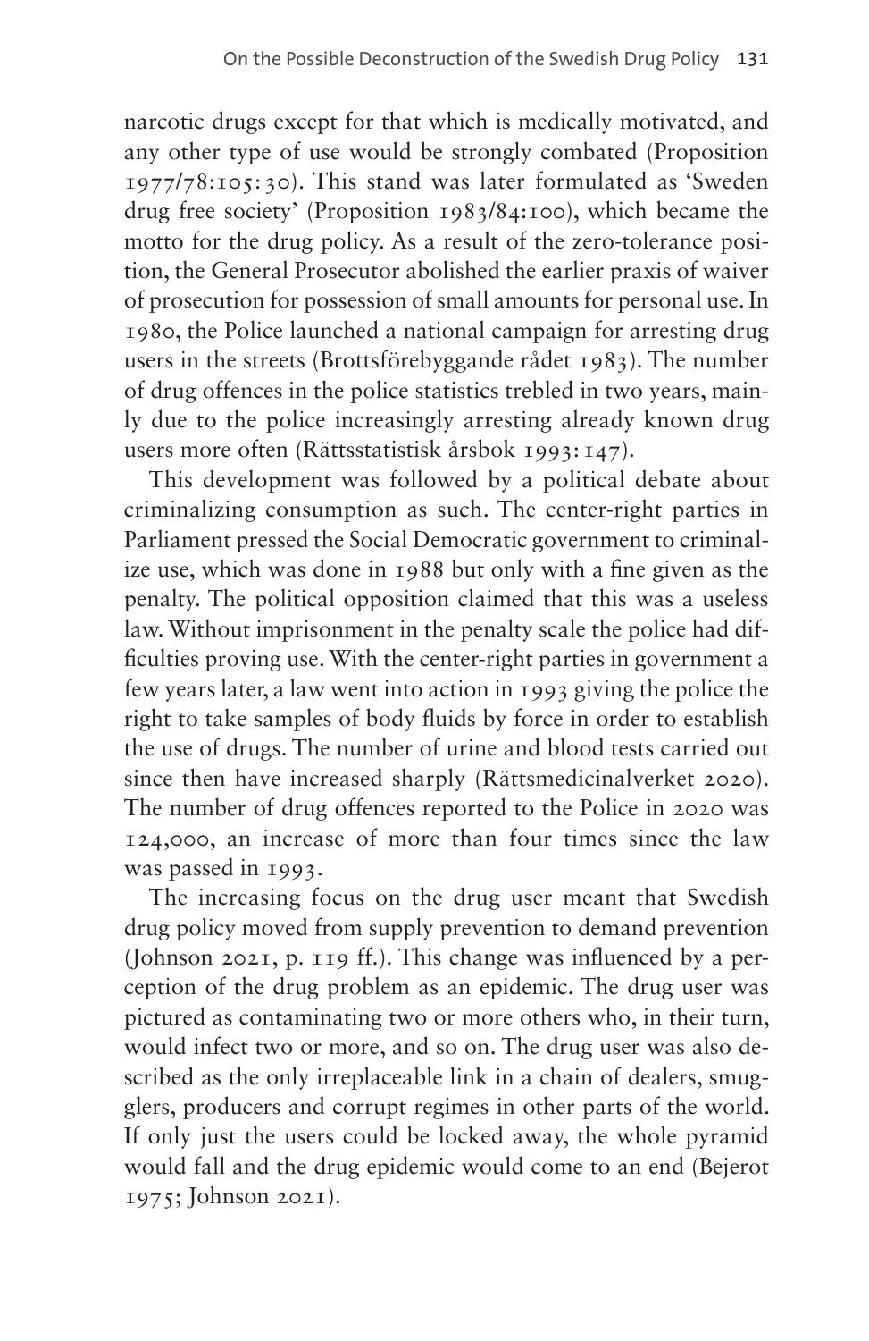narcotic drugs except for that which is medically motivated, and any other type of use would be strongly combated (Proposition 1977/78:105: 30). This stand was later formulated as 'Sweden drug free society' (Proposition 1983/84:100), which became the motto for the drug policy. As a result of the zero-tolerance position, the General Prosecutor abolished the earlier praxis of waiver of prosecution for possession of small amounts for personal use. In 1980, the Police launched a national campaign for arresting drug users in the streets (Brottsförebyggande rådet 1983). The number of drug offences in the police statistics trebled in two years, mainly due to the police increasingly arresting already known drug users more often (Rättsstatistisk årsbok 1993: 147).

This development was followed by a political debate about criminalizing consumption as such. The center-right parties in Parliament pressed the Social Democratic government to criminalize use, which was done in 1988 but only with a fine given as the penalty. The political opposition claimed that this was a useless law. Without imprisonment in the penalty scale the police had difficulties proving use. With the center-right parties in government a few years later, a law went into action in 1993 giving the police the right to take samples of body fluids by force in order to establish the use of drugs. The number of urine and blood tests carried out since then have increased sharply (Rättsmedicinalverket 2020). The number of drug offences reported to the Police in 2020 was 124,000, an increase of more than four times since the law was passed in 1993.

The increasing focus on the drug user meant that Swedish drug policy moved from supply prevention to demand prevention (Johnson 2021, p. 119 ff.). This change was influenced by a perception of the drug problem as an epidemic. The drug user was pictured as contaminating two or more others who, in their turn, would infect two or more, and so on. The drug user was also described as the only irreplaceable link in a chain of dealers, smugglers, producers and corrupt regimes in other parts of the world. If only just the users could be locked away, the whole pyramid would fall and the drug epidemic would come to an end (Bejerot 1975; Johnson 2021).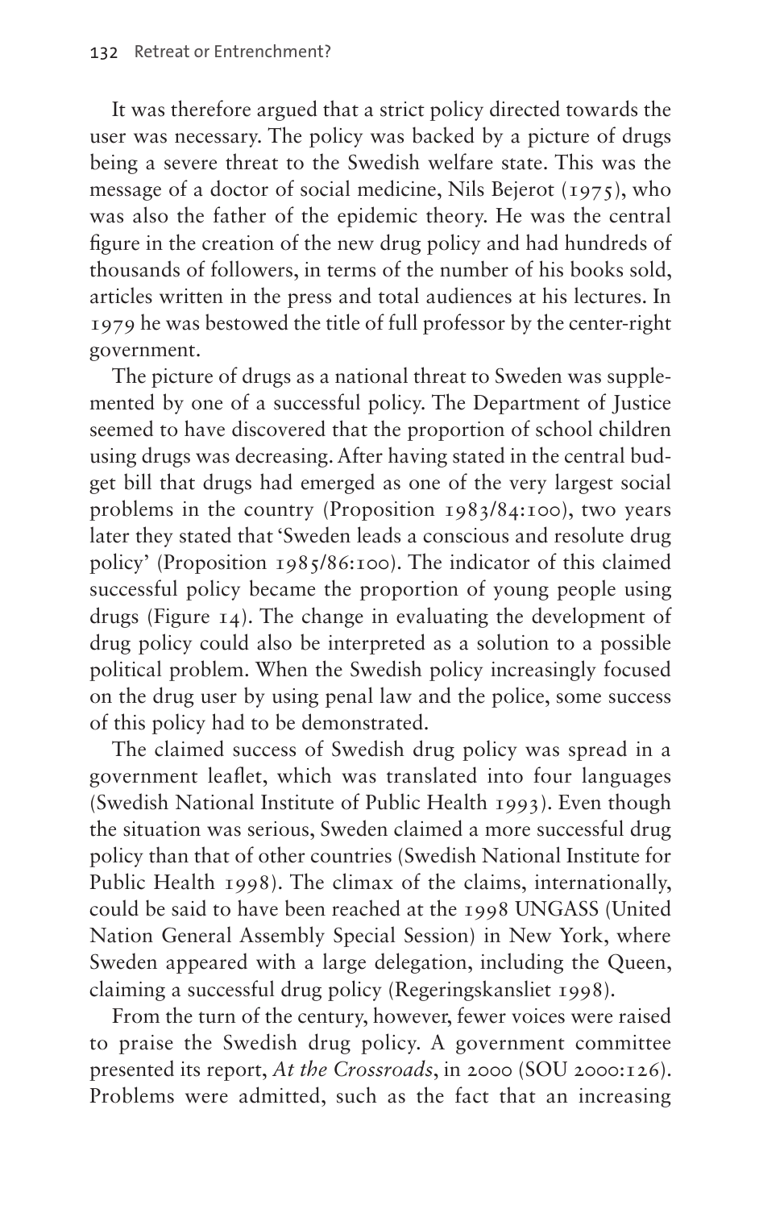It was therefore argued that a strict policy directed towards the user was necessary. The policy was backed by a picture of drugs being a severe threat to the Swedish welfare state. This was the message of a doctor of social medicine, Nils Bejerot (1975), who was also the father of the epidemic theory. He was the central figure in the creation of the new drug policy and had hundreds of thousands of followers, in terms of the number of his books sold, articles written in the press and total audiences at his lectures. In 1979 he was bestowed the title of full professor by the center-right government.

The picture of drugs as a national threat to Sweden was supplemented by one of a successful policy. The Department of Justice seemed to have discovered that the proportion of school children using drugs was decreasing. After having stated in the central budget bill that drugs had emerged as one of the very largest social problems in the country (Proposition 1983/84:100), two years later they stated that 'Sweden leads a conscious and resolute drug policy' (Proposition 1985/86:100). The indicator of this claimed successful policy became the proportion of young people using drugs (Figure 14). The change in evaluating the development of drug policy could also be interpreted as a solution to a possible political problem. When the Swedish policy increasingly focused on the drug user by using penal law and the police, some success of this policy had to be demonstrated.

The claimed success of Swedish drug policy was spread in a government leaflet, which was translated into four languages (Swedish National Institute of Public Health 1993). Even though the situation was serious, Sweden claimed a more successful drug policy than that of other countries (Swedish National Institute for Public Health 1998). The climax of the claims, internationally, could be said to have been reached at the 1998 UNGASS (United Nation General Assembly Special Session) in New York, where Sweden appeared with a large delegation, including the Queen, claiming a successful drug policy (Regeringskansliet 1998).

From the turn of the century, however, fewer voices were raised to praise the Swedish drug policy. A government committee presented its report, *At the Crossroads*, in 2000 (SOU 2000:126). Problems were admitted, such as the fact that an increasing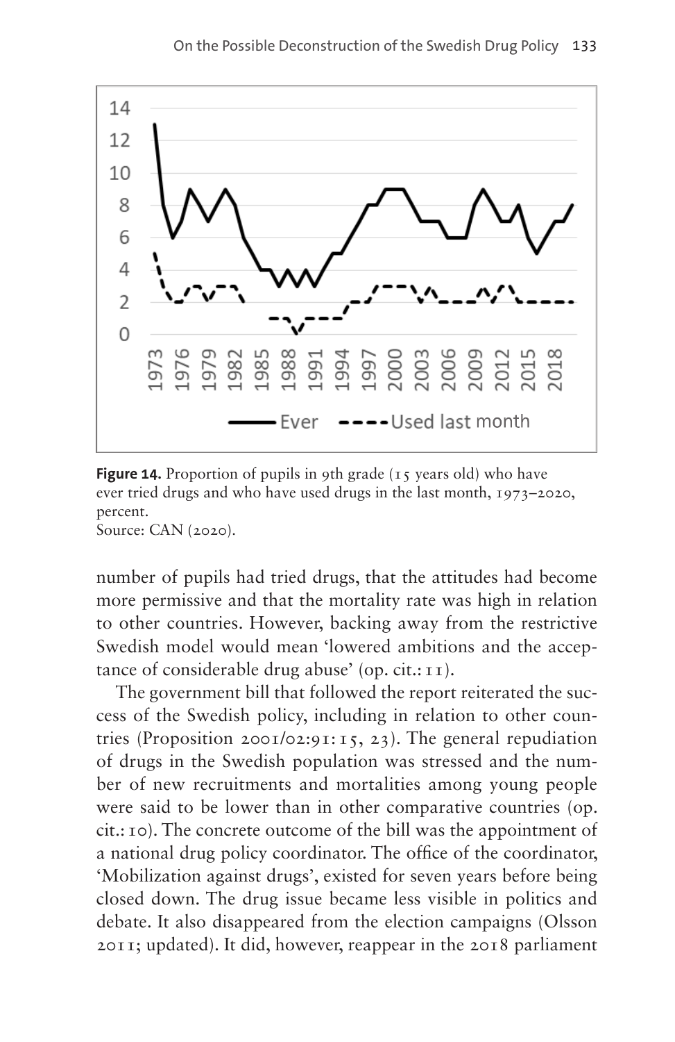**Figure 14.** Proportion of pupils in 9th grade (15 years old) who have ever tried drugs and who have used drugs in the last month, 1973–2020, percent.
Source: CAN (2020).

number of pupils had tried drugs, that the attitudes had become more permissive and that the mortality rate was high in relation to other countries. However, backing away from the restrictive Swedish model would mean 'lowered ambitions and the acceptance of considerable drug abuse' (op. cit.: 11).

The government bill that followed the report reiterated the success of the Swedish policy, including in relation to other countries (Proposition 2001/02:91: 15, 23). The general repudiation of drugs in the Swedish population was stressed and the number of new recruitments and mortalities among young people were said to be lower than in other comparative countries (op. cit.: 10). The concrete outcome of the bill was the appointment of a national drug policy coordinator. The office of the coordinator, 'Mobilization against drugs', existed for seven years before being closed down. The drug issue became less visible in politics and debate. It also disappeared from the election campaigns (Olsson 2011; updated). It did, however, reappear in the 2018 parliament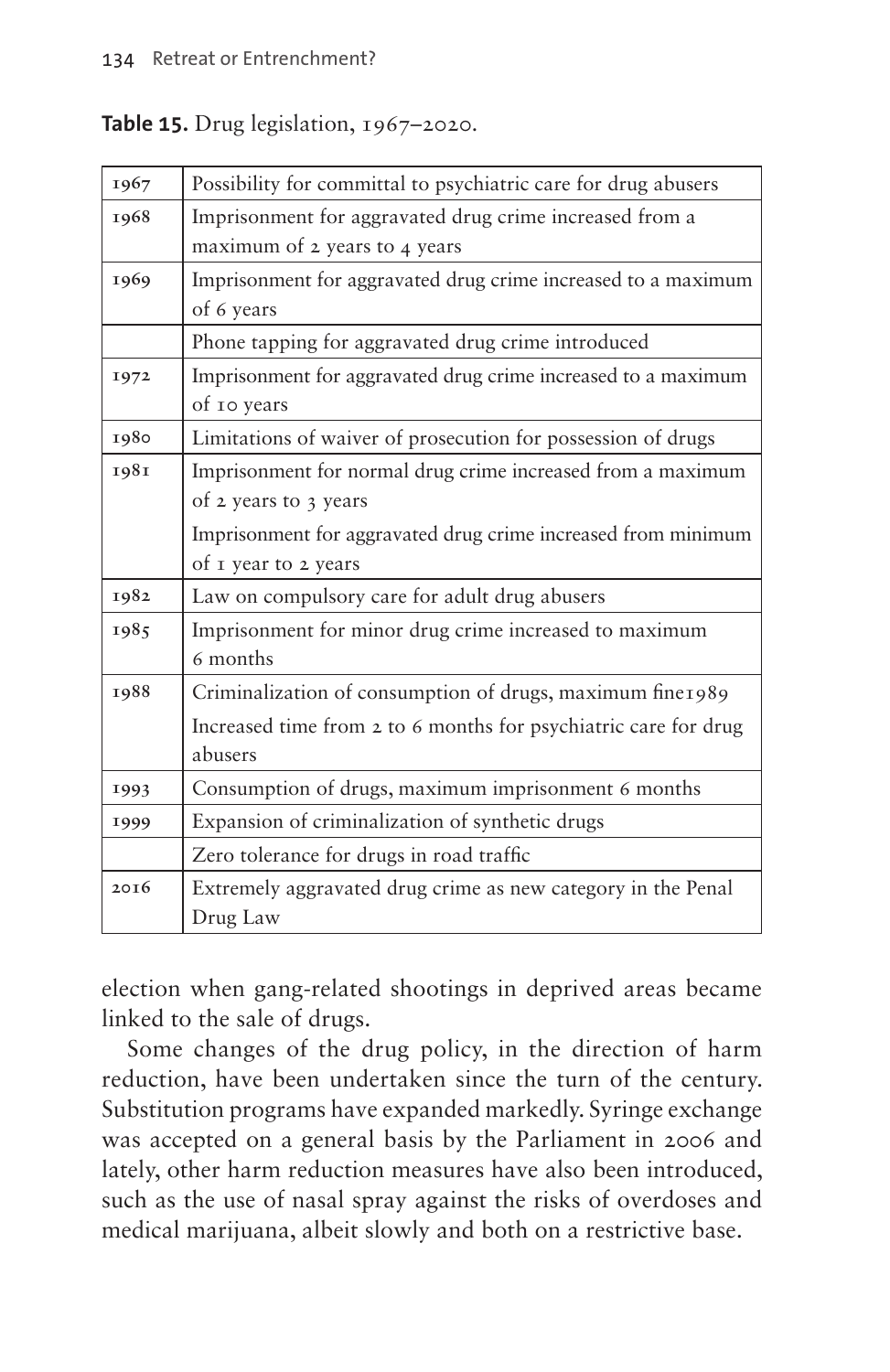**Table 15.** Drug legislation, 1967–2020.

| | |
|---|---|
| 1967 | Possibility for committal to psychiatric care for drug abusers |
| 1968 | Imprisonment for aggravated drug crime increased from a maximum of 2 years to 4 years |
| 1969 | Imprisonment for aggravated drug crime increased to a maximum of 6 years |
| | Phone tapping for aggravated drug crime introduced |
| 1972 | Imprisonment for aggravated drug crime increased to a maximum of 10 years |
| 1980 | Limitations of waiver of prosecution for possession of drugs |
| 1981 | Imprisonment for normal drug crime increased from a maximum of 2 years to 3 years<br>Imprisonment for aggravated drug crime increased from minimum of 1 year to 2 years |
| 1982 | Law on compulsory care for adult drug abusers |
| 1985 | Imprisonment for minor drug crime increased to maximum 6 months |
| 1988 | Criminalization of consumption of drugs, maximum fine1989<br>Increased time from 2 to 6 months for psychiatric care for drug abusers |
| 1993 | Consumption of drugs, maximum imprisonment 6 months |
| 1999 | Expansion of criminalization of synthetic drugs |
| | Zero tolerance for drugs in road traffic |
| 2016 | Extremely aggravated drug crime as new category in the Penal Drug Law |

election when gang-related shootings in deprived areas became linked to the sale of drugs.

Some changes of the drug policy, in the direction of harm reduction, have been undertaken since the turn of the century. Substitution programs have expanded markedly. Syringe exchange was accepted on a general basis by the Parliament in 2006 and lately, other harm reduction measures have also been introduced, such as the use of nasal spray against the risks of overdoses and medical marijuana, albeit slowly and both on a restrictive base.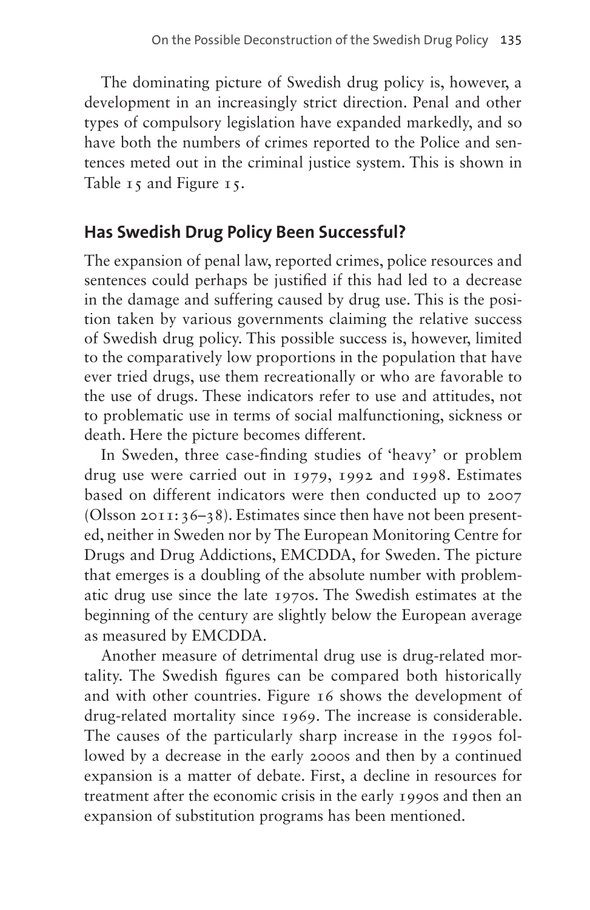The dominating picture of Swedish drug policy is, however, a development in an increasingly strict direction. Penal and other types of compulsory legislation have expanded markedly, and so have both the numbers of crimes reported to the Police and sentences meted out in the criminal justice system. This is shown in Table 15 and Figure 15.

## Has Swedish Drug Policy Been Successful?

The expansion of penal law, reported crimes, police resources and sentences could perhaps be justified if this had led to a decrease in the damage and suffering caused by drug use. This is the position taken by various governments claiming the relative success of Swedish drug policy. This possible success is, however, limited to the comparatively low proportions in the population that have ever tried drugs, use them recreationally or who are favorable to the use of drugs. These indicators refer to use and attitudes, not to problematic use in terms of social malfunctioning, sickness or death. Here the picture becomes different.

In Sweden, three case-finding studies of 'heavy' or problem drug use were carried out in 1979, 1992 and 1998. Estimates based on different indicators were then conducted up to 2007 (Olsson 2011: 36–38). Estimates since then have not been presented, neither in Sweden nor by The European Monitoring Centre for Drugs and Drug Addictions, EMCDDA, for Sweden. The picture that emerges is a doubling of the absolute number with problematic drug use since the late 1970s. The Swedish estimates at the beginning of the century are slightly below the European average as measured by EMCDDA.

Another measure of detrimental drug use is drug-related mortality. The Swedish figures can be compared both historically and with other countries. Figure 16 shows the development of drug-related mortality since 1969. The increase is considerable. The causes of the particularly sharp increase in the 1990s followed by a decrease in the early 2000s and then by a continued expansion is a matter of debate. First, a decline in resources for treatment after the economic crisis in the early 1990s and then an expansion of substitution programs has been mentioned.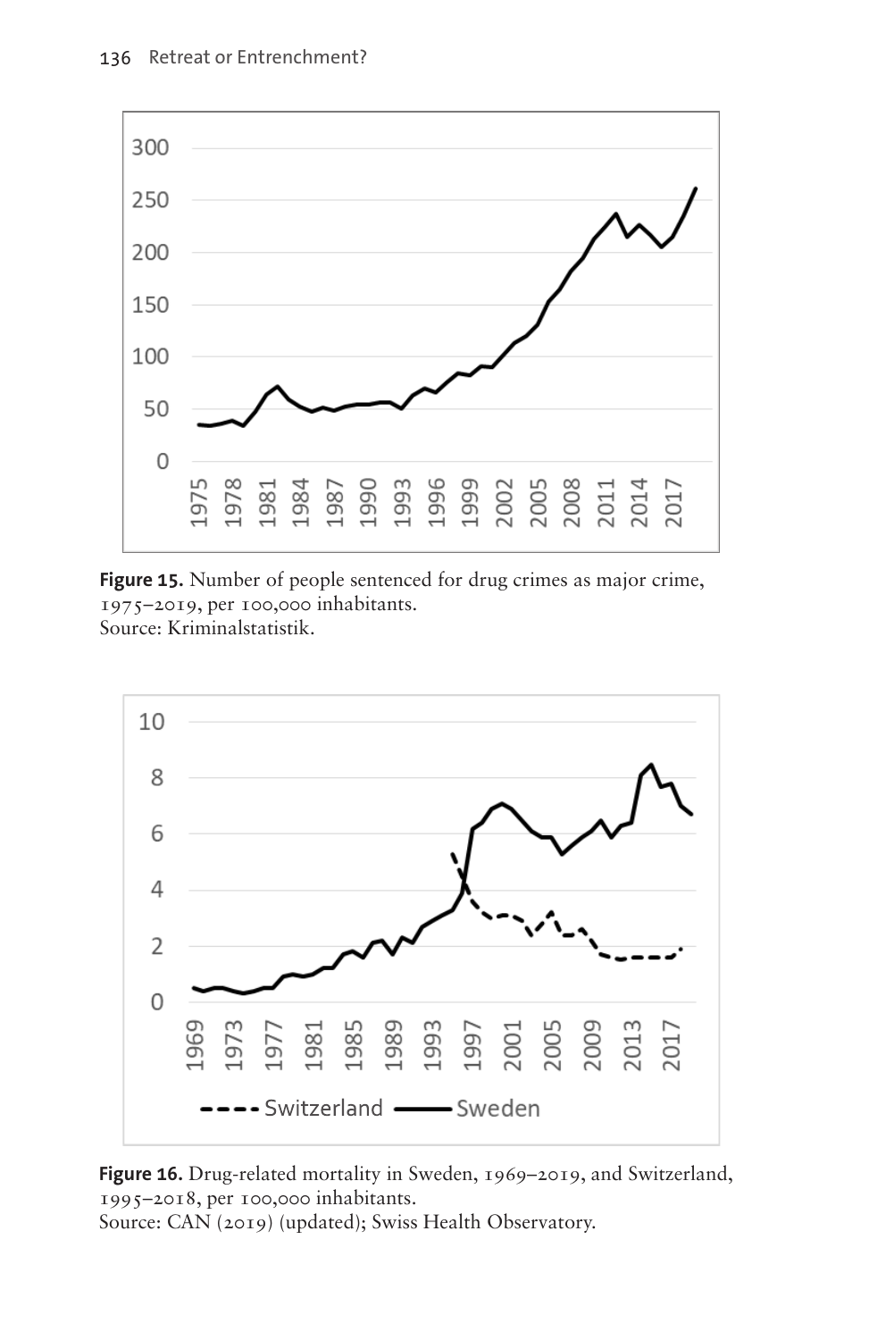**Figure 15.** Number of people sentenced for drug crimes as major crime, 1975–2019, per 100,000 inhabitants.
Source: Kriminalstatistik.

**Figure 16.** Drug-related mortality in Sweden, 1969–2019, and Switzerland, 1995–2018, per 100,000 inhabitants.
Source: CAN (2019) (updated); Swiss Health Observatory.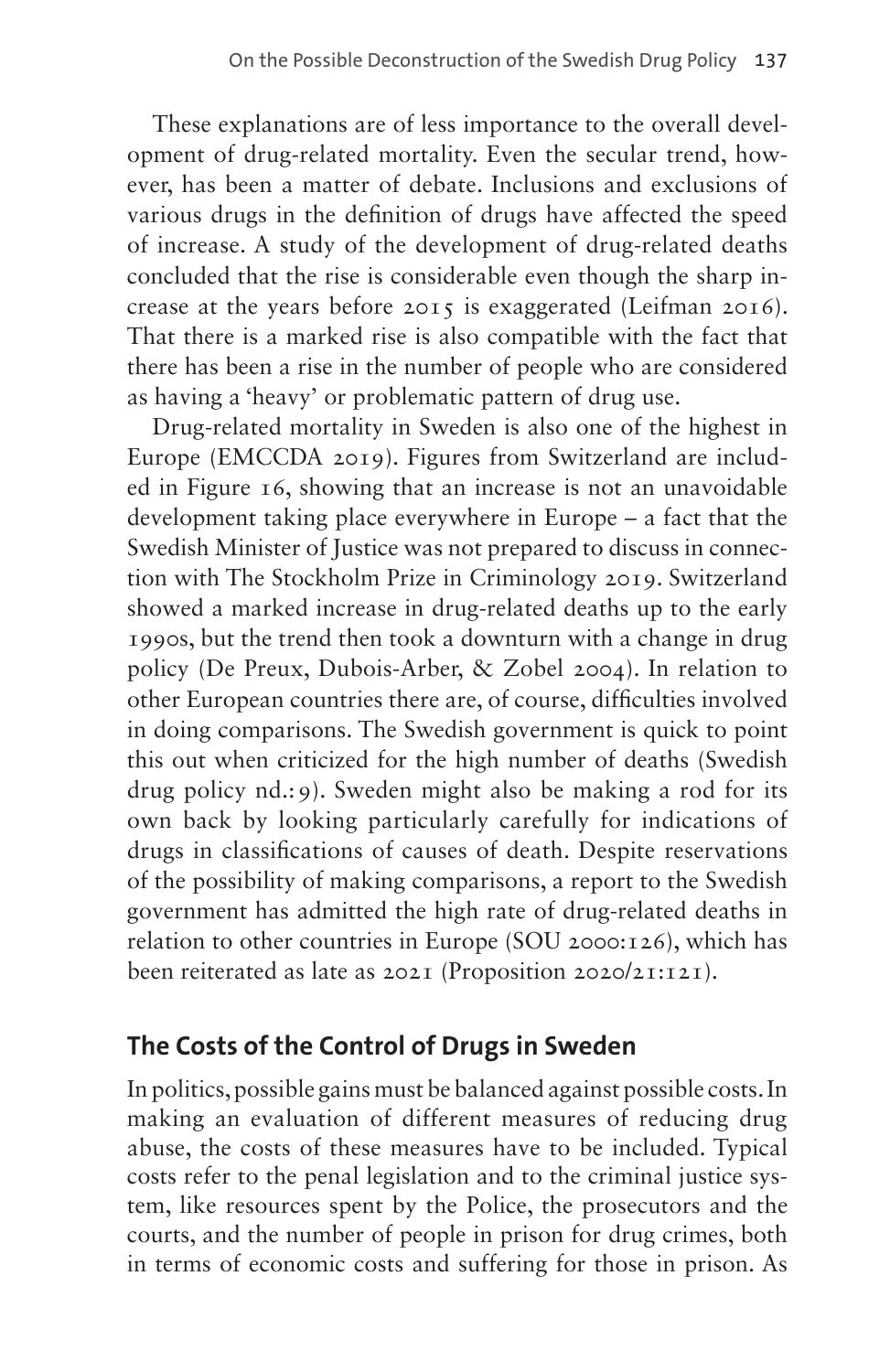These explanations are of less importance to the overall development of drug-related mortality. Even the secular trend, however, has been a matter of debate. Inclusions and exclusions of various drugs in the definition of drugs have affected the speed of increase. A study of the development of drug-related deaths concluded that the rise is considerable even though the sharp increase at the years before 2015 is exaggerated (Leifman 2016). That there is a marked rise is also compatible with the fact that there has been a rise in the number of people who are considered as having a 'heavy' or problematic pattern of drug use.

Drug-related mortality in Sweden is also one of the highest in Europe (EMCCDA 2019). Figures from Switzerland are included in Figure 16, showing that an increase is not an unavoidable development taking place everywhere in Europe – a fact that the Swedish Minister of Justice was not prepared to discuss in connection with The Stockholm Prize in Criminology 2019. Switzerland showed a marked increase in drug-related deaths up to the early 1990s, but the trend then took a downturn with a change in drug policy (De Preux, Dubois-Arber, & Zobel 2004). In relation to other European countries there are, of course, difficulties involved in doing comparisons. The Swedish government is quick to point this out when criticized for the high number of deaths (Swedish drug policy nd.: 9). Sweden might also be making a rod for its own back by looking particularly carefully for indications of drugs in classifications of causes of death. Despite reservations of the possibility of making comparisons, a report to the Swedish government has admitted the high rate of drug-related deaths in relation to other countries in Europe (SOU 2000:126), which has been reiterated as late as 2021 (Proposition 2020/21:121).

## The Costs of the Control of Drugs in Sweden

In politics, possible gains must be balanced against possible costs. In making an evaluation of different measures of reducing drug abuse, the costs of these measures have to be included. Typical costs refer to the penal legislation and to the criminal justice system, like resources spent by the Police, the prosecutors and the courts, and the number of people in prison for drug crimes, both in terms of economic costs and suffering for those in prison. As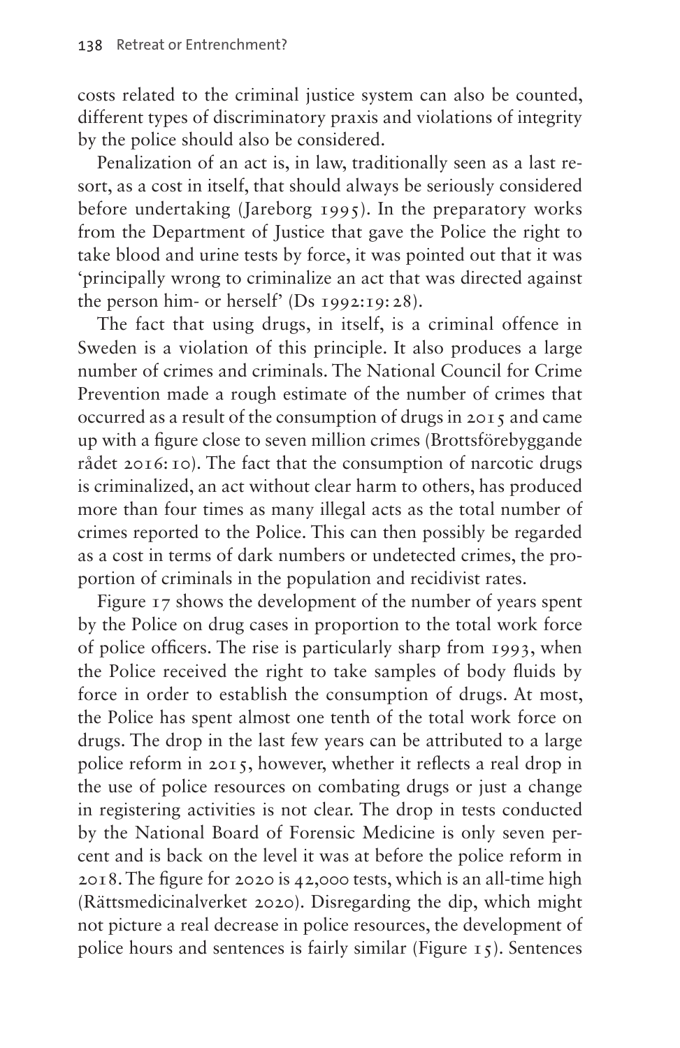costs related to the criminal justice system can also be counted, different types of discriminatory praxis and violations of integrity by the police should also be considered.

Penalization of an act is, in law, traditionally seen as a last resort, as a cost in itself, that should always be seriously considered before undertaking (Jareborg 1995). In the preparatory works from the Department of Justice that gave the Police the right to take blood and urine tests by force, it was pointed out that it was 'principally wrong to criminalize an act that was directed against the person him- or herself' (Ds 1992:19: 28).

The fact that using drugs, in itself, is a criminal offence in Sweden is a violation of this principle. It also produces a large number of crimes and criminals. The National Council for Crime Prevention made a rough estimate of the number of crimes that occurred as a result of the consumption of drugs in 2015 and came up with a figure close to seven million crimes (Brottsförebyggande rådet 2016: 10). The fact that the consumption of narcotic drugs is criminalized, an act without clear harm to others, has produced more than four times as many illegal acts as the total number of crimes reported to the Police. This can then possibly be regarded as a cost in terms of dark numbers or undetected crimes, the proportion of criminals in the population and recidivist rates.

Figure 17 shows the development of the number of years spent by the Police on drug cases in proportion to the total work force of police officers. The rise is particularly sharp from 1993, when the Police received the right to take samples of body fluids by force in order to establish the consumption of drugs. At most, the Police has spent almost one tenth of the total work force on drugs. The drop in the last few years can be attributed to a large police reform in 2015, however, whether it reflects a real drop in the use of police resources on combating drugs or just a change in registering activities is not clear. The drop in tests conducted by the National Board of Forensic Medicine is only seven percent and is back on the level it was at before the police reform in 2018. The figure for 2020 is 42,000 tests, which is an all-time high (Rättsmedicinalverket 2020). Disregarding the dip, which might not picture a real decrease in police resources, the development of police hours and sentences is fairly similar (Figure 15). Sentences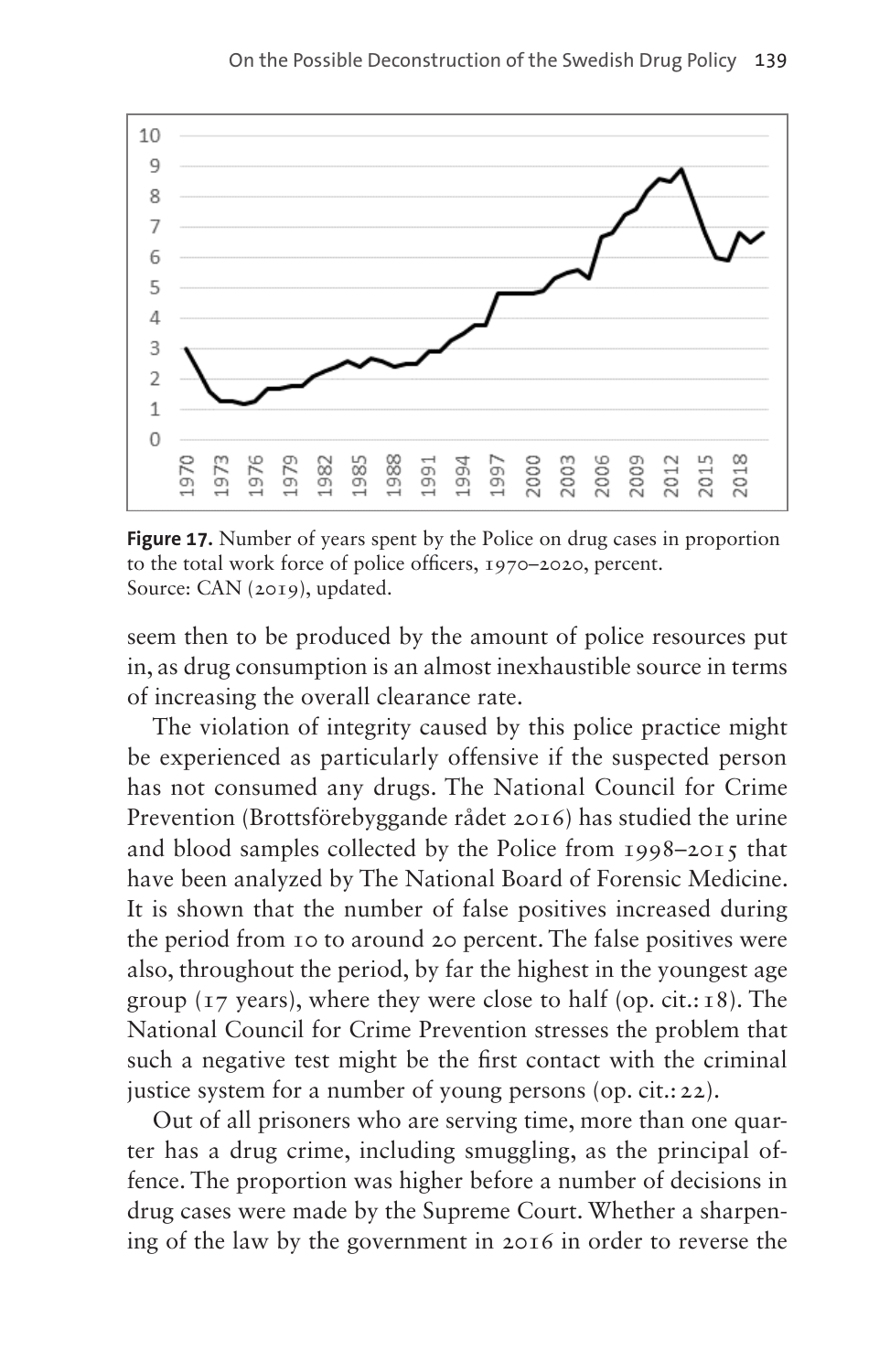**Figure 17.** Number of years spent by the Police on drug cases in proportion to the total work force of police officers, 1970–2020, percent.
Source: CAN (2019), updated.

seem then to be produced by the amount of police resources put in, as drug consumption is an almost inexhaustible source in terms of increasing the overall clearance rate.

The violation of integrity caused by this police practice might be experienced as particularly offensive if the suspected person has not consumed any drugs. The National Council for Crime Prevention (Brottsförebyggande rådet 2016) has studied the urine and blood samples collected by the Police from 1998–2015 that have been analyzed by The National Board of Forensic Medicine. It is shown that the number of false positives increased during the period from 10 to around 20 percent. The false positives were also, throughout the period, by far the highest in the youngest age group (17 years), where they were close to half (op. cit.: 18). The National Council for Crime Prevention stresses the problem that such a negative test might be the first contact with the criminal justice system for a number of young persons (op. cit.: 22).

Out of all prisoners who are serving time, more than one quarter has a drug crime, including smuggling, as the principal offence. The proportion was higher before a number of decisions in drug cases were made by the Supreme Court. Whether a sharpening of the law by the government in 2016 in order to reverse the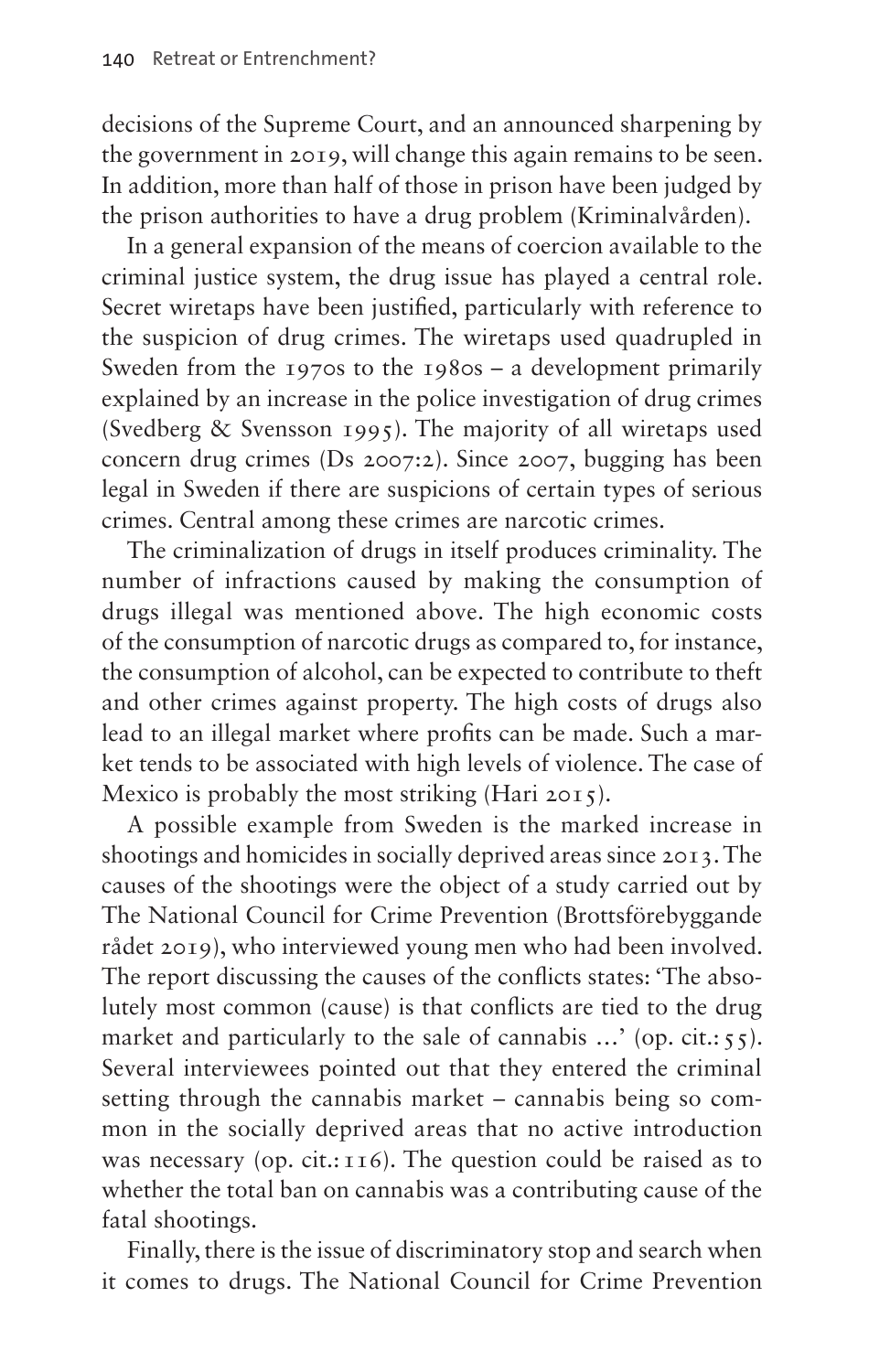decisions of the Supreme Court, and an announced sharpening by the government in 2019, will change this again remains to be seen. In addition, more than half of those in prison have been judged by the prison authorities to have a drug problem (Kriminalvården).

In a general expansion of the means of coercion available to the criminal justice system, the drug issue has played a central role. Secret wiretaps have been justified, particularly with reference to the suspicion of drug crimes. The wiretaps used quadrupled in Sweden from the 1970s to the 1980s – a development primarily explained by an increase in the police investigation of drug crimes (Svedberg & Svensson 1995). The majority of all wiretaps used concern drug crimes (Ds 2007:2). Since 2007, bugging has been legal in Sweden if there are suspicions of certain types of serious crimes. Central among these crimes are narcotic crimes.

The criminalization of drugs in itself produces criminality. The number of infractions caused by making the consumption of drugs illegal was mentioned above. The high economic costs of the consumption of narcotic drugs as compared to, for instance, the consumption of alcohol, can be expected to contribute to theft and other crimes against property. The high costs of drugs also lead to an illegal market where profits can be made. Such a market tends to be associated with high levels of violence. The case of Mexico is probably the most striking (Hari 2015).

A possible example from Sweden is the marked increase in shootings and homicides in socially deprived areas since 2013. The causes of the shootings were the object of a study carried out by The National Council for Crime Prevention (Brottsförebyggande rådet 2019), who interviewed young men who had been involved. The report discussing the causes of the conflicts states: 'The absolutely most common (cause) is that conflicts are tied to the drug market and particularly to the sale of cannabis …' (op. cit.: 55). Several interviewees pointed out that they entered the criminal setting through the cannabis market – cannabis being so common in the socially deprived areas that no active introduction was necessary (op. cit.: 116). The question could be raised as to whether the total ban on cannabis was a contributing cause of the fatal shootings.

Finally, there is the issue of discriminatory stop and search when it comes to drugs. The National Council for Crime Prevention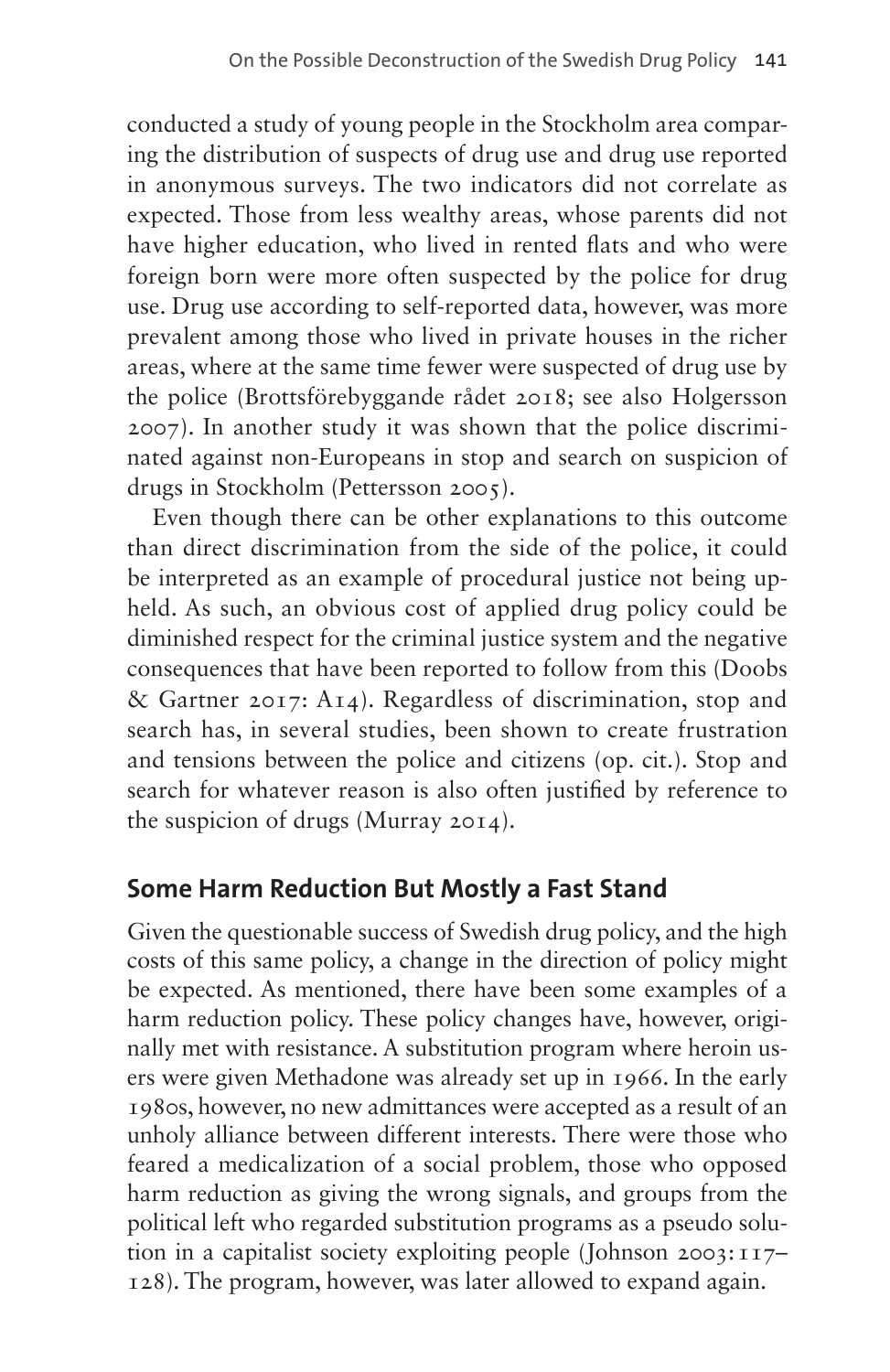conducted a study of young people in the Stockholm area comparing the distribution of suspects of drug use and drug use reported in anonymous surveys. The two indicators did not correlate as expected. Those from less wealthy areas, whose parents did not have higher education, who lived in rented flats and who were foreign born were more often suspected by the police for drug use. Drug use according to self-reported data, however, was more prevalent among those who lived in private houses in the richer areas, where at the same time fewer were suspected of drug use by the police (Brottsförebyggande rådet 2018; see also Holgersson 2007). In another study it was shown that the police discriminated against non-Europeans in stop and search on suspicion of drugs in Stockholm (Pettersson 2005).

Even though there can be other explanations to this outcome than direct discrimination from the side of the police, it could be interpreted as an example of procedural justice not being upheld. As such, an obvious cost of applied drug policy could be diminished respect for the criminal justice system and the negative consequences that have been reported to follow from this (Doobs & Gartner 2017: A14). Regardless of discrimination, stop and search has, in several studies, been shown to create frustration and tensions between the police and citizens (op. cit.). Stop and search for whatever reason is also often justified by reference to the suspicion of drugs (Murray 2014).

## Some Harm Reduction But Mostly a Fast Stand

Given the questionable success of Swedish drug policy, and the high costs of this same policy, a change in the direction of policy might be expected. As mentioned, there have been some examples of a harm reduction policy. These policy changes have, however, originally met with resistance. A substitution program where heroin users were given Methadone was already set up in 1966. In the early 1980s, however, no new admittances were accepted as a result of an unholy alliance between different interests. There were those who feared a medicalization of a social problem, those who opposed harm reduction as giving the wrong signals, and groups from the political left who regarded substitution programs as a pseudo solution in a capitalist society exploiting people (Johnson 2003: 117–128). The program, however, was later allowed to expand again.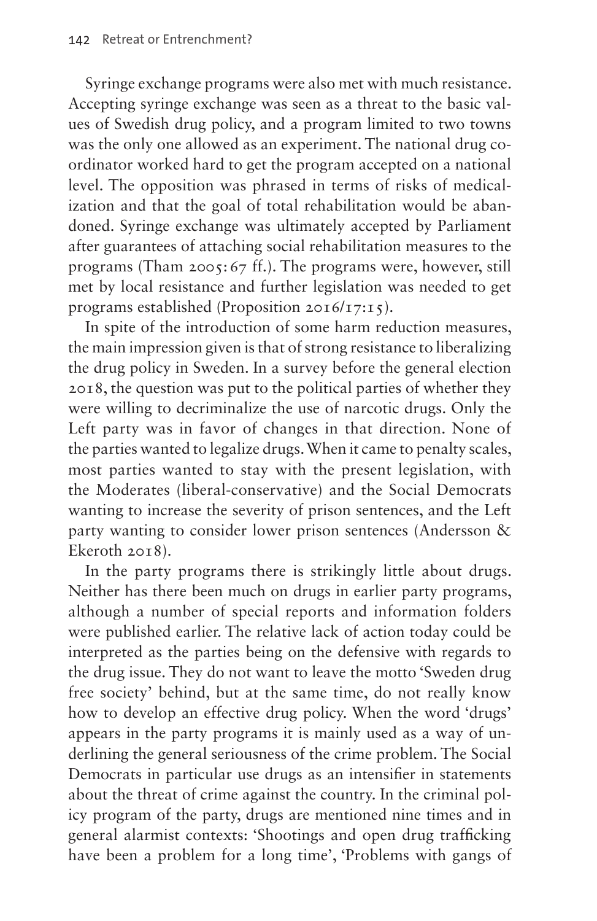Syringe exchange programs were also met with much resistance. Accepting syringe exchange was seen as a threat to the basic values of Swedish drug policy, and a program limited to two towns was the only one allowed as an experiment. The national drug coordinator worked hard to get the program accepted on a national level. The opposition was phrased in terms of risks of medicalization and that the goal of total rehabilitation would be abandoned. Syringe exchange was ultimately accepted by Parliament after guarantees of attaching social rehabilitation measures to the programs (Tham 2005: 67 ff.). The programs were, however, still met by local resistance and further legislation was needed to get programs established (Proposition 2016/17:15).

In spite of the introduction of some harm reduction measures, the main impression given is that of strong resistance to liberalizing the drug policy in Sweden. In a survey before the general election 2018, the question was put to the political parties of whether they were willing to decriminalize the use of narcotic drugs. Only the Left party was in favor of changes in that direction. None of the parties wanted to legalize drugs. When it came to penalty scales, most parties wanted to stay with the present legislation, with the Moderates (liberal-conservative) and the Social Democrats wanting to increase the severity of prison sentences, and the Left party wanting to consider lower prison sentences (Andersson & Ekeroth 2018).

In the party programs there is strikingly little about drugs. Neither has there been much on drugs in earlier party programs, although a number of special reports and information folders were published earlier. The relative lack of action today could be interpreted as the parties being on the defensive with regards to the drug issue. They do not want to leave the motto 'Sweden drug free society' behind, but at the same time, do not really know how to develop an effective drug policy. When the word 'drugs' appears in the party programs it is mainly used as a way of underlining the general seriousness of the crime problem. The Social Democrats in particular use drugs as an intensifier in statements about the threat of crime against the country. In the criminal policy program of the party, drugs are mentioned nine times and in general alarmist contexts: 'Shootings and open drug trafficking have been a problem for a long time', 'Problems with gangs of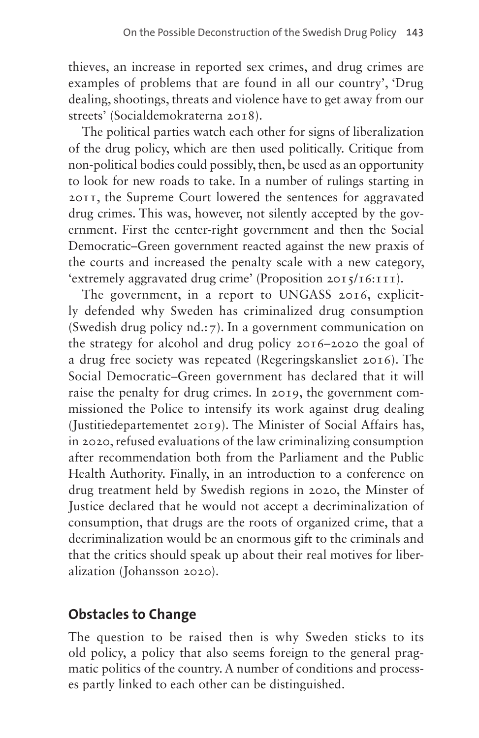thieves, an increase in reported sex crimes, and drug crimes are examples of problems that are found in all our country', 'Drug dealing, shootings, threats and violence have to get away from our streets' (Socialdemokraterna 2018).

The political parties watch each other for signs of liberalization of the drug policy, which are then used politically. Critique from non-political bodies could possibly, then, be used as an opportunity to look for new roads to take. In a number of rulings starting in 2011, the Supreme Court lowered the sentences for aggravated drug crimes. This was, however, not silently accepted by the government. First the center-right government and then the Social Democratic–Green government reacted against the new praxis of the courts and increased the penalty scale with a new category, 'extremely aggravated drug crime' (Proposition 2015/16:111).

The government, in a report to UNGASS 2016, explicitly defended why Sweden has criminalized drug consumption (Swedish drug policy nd.:7). In a government communication on the strategy for alcohol and drug policy 2016–2020 the goal of a drug free society was repeated (Regeringskansliet 2016). The Social Democratic–Green government has declared that it will raise the penalty for drug crimes. In 2019, the government commissioned the Police to intensify its work against drug dealing (Justitiedepartementet 2019). The Minister of Social Affairs has, in 2020, refused evaluations of the law criminalizing consumption after recommendation both from the Parliament and the Public Health Authority. Finally, in an introduction to a conference on drug treatment held by Swedish regions in 2020, the Minster of Justice declared that he would not accept a decriminalization of consumption, that drugs are the roots of organized crime, that a decriminalization would be an enormous gift to the criminals and that the critics should speak up about their real motives for liberalization (Johansson 2020).

## Obstacles to Change

The question to be raised then is why Sweden sticks to its old policy, a policy that also seems foreign to the general pragmatic politics of the country. A number of conditions and processes partly linked to each other can be distinguished.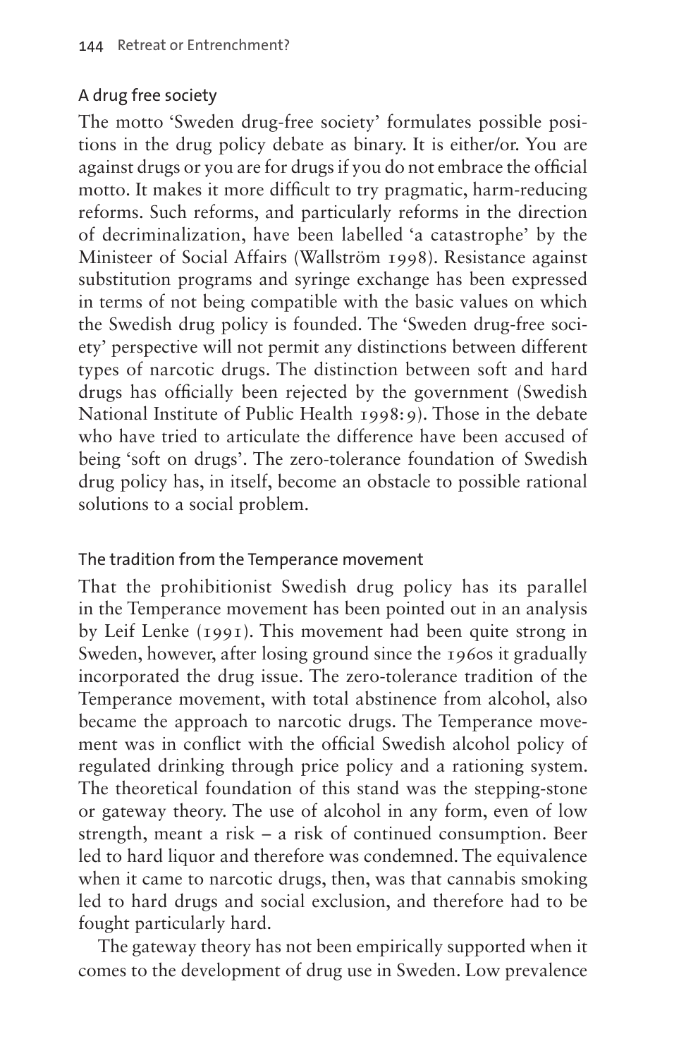## A drug free society

The motto 'Sweden drug-free society' formulates possible positions in the drug policy debate as binary. It is either/or. You are against drugs or you are for drugs if you do not embrace the official motto. It makes it more difficult to try pragmatic, harm-reducing reforms. Such reforms, and particularly reforms in the direction of decriminalization, have been labelled 'a catastrophe' by the Ministeer of Social Affairs (Wallström 1998). Resistance against substitution programs and syringe exchange has been expressed in terms of not being compatible with the basic values on which the Swedish drug policy is founded. The 'Sweden drug-free society' perspective will not permit any distinctions between different types of narcotic drugs. The distinction between soft and hard drugs has officially been rejected by the government (Swedish National Institute of Public Health 1998:9). Those in the debate who have tried to articulate the difference have been accused of being 'soft on drugs'. The zero-tolerance foundation of Swedish drug policy has, in itself, become an obstacle to possible rational solutions to a social problem.

## The tradition from the Temperance movement

That the prohibitionist Swedish drug policy has its parallel in the Temperance movement has been pointed out in an analysis by Leif Lenke (1991). This movement had been quite strong in Sweden, however, after losing ground since the 1960s it gradually incorporated the drug issue. The zero-tolerance tradition of the Temperance movement, with total abstinence from alcohol, also became the approach to narcotic drugs. The Temperance movement was in conflict with the official Swedish alcohol policy of regulated drinking through price policy and a rationing system. The theoretical foundation of this stand was the stepping-stone or gateway theory. The use of alcohol in any form, even of low strength, meant a risk – a risk of continued consumption. Beer led to hard liquor and therefore was condemned. The equivalence when it came to narcotic drugs, then, was that cannabis smoking led to hard drugs and social exclusion, and therefore had to be fought particularly hard.

The gateway theory has not been empirically supported when it comes to the development of drug use in Sweden. Low prevalence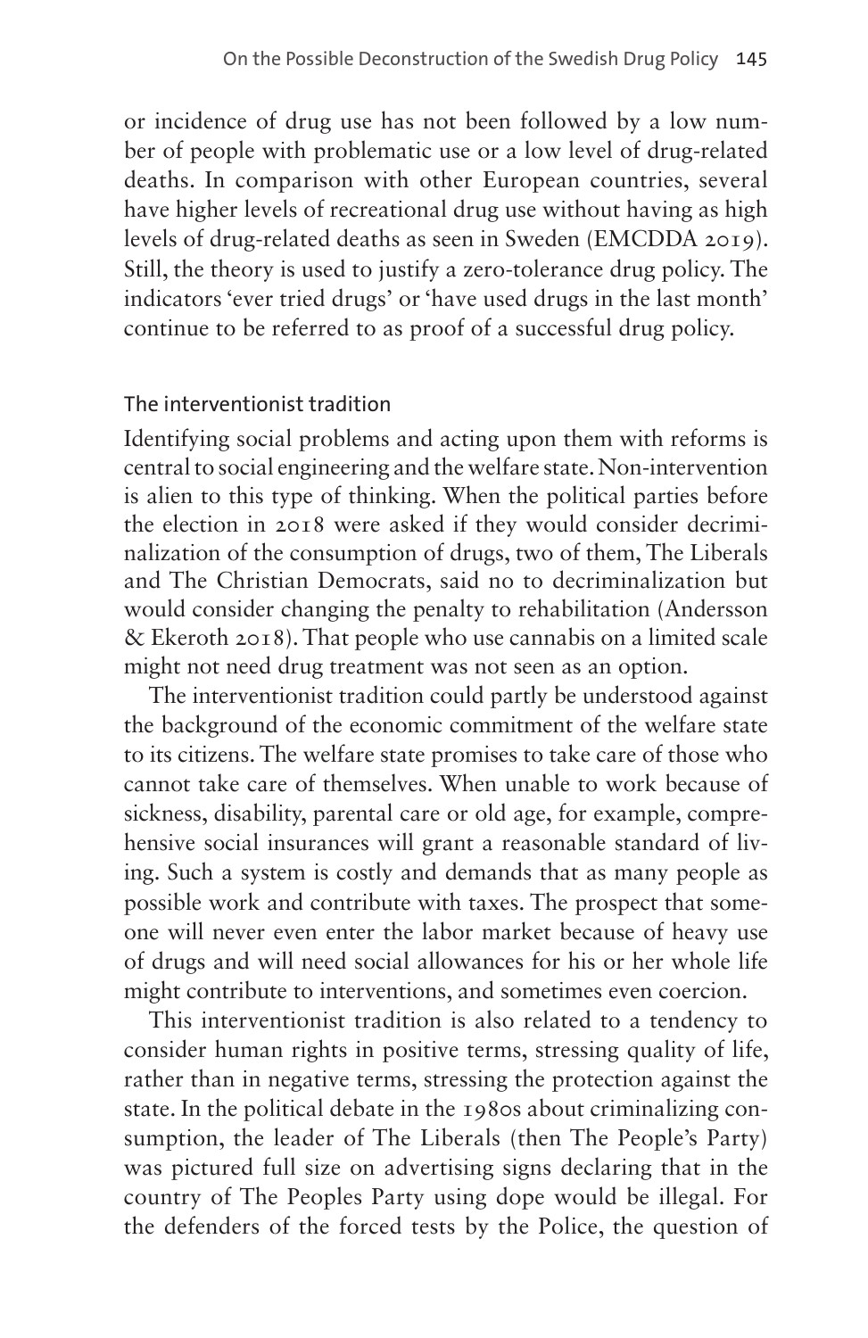or incidence of drug use has not been followed by a low number of people with problematic use or a low level of drug-related deaths. In comparison with other European countries, several have higher levels of recreational drug use without having as high levels of drug-related deaths as seen in Sweden (EMCDDA 2019). Still, the theory is used to justify a zero-tolerance drug policy. The indicators 'ever tried drugs' or 'have used drugs in the last month' continue to be referred to as proof of a successful drug policy.

### The interventionist tradition

Identifying social problems and acting upon them with reforms is central to social engineering and the welfare state. Non-intervention is alien to this type of thinking. When the political parties before the election in 2018 were asked if they would consider decriminalization of the consumption of drugs, two of them, The Liberals and The Christian Democrats, said no to decriminalization but would consider changing the penalty to rehabilitation (Andersson & Ekeroth 2018). That people who use cannabis on a limited scale might not need drug treatment was not seen as an option.

The interventionist tradition could partly be understood against the background of the economic commitment of the welfare state to its citizens. The welfare state promises to take care of those who cannot take care of themselves. When unable to work because of sickness, disability, parental care or old age, for example, comprehensive social insurances will grant a reasonable standard of living. Such a system is costly and demands that as many people as possible work and contribute with taxes. The prospect that someone will never even enter the labor market because of heavy use of drugs and will need social allowances for his or her whole life might contribute to interventions, and sometimes even coercion.

This interventionist tradition is also related to a tendency to consider human rights in positive terms, stressing quality of life, rather than in negative terms, stressing the protection against the state. In the political debate in the 1980s about criminalizing consumption, the leader of The Liberals (then The People's Party) was pictured full size on advertising signs declaring that in the country of The Peoples Party using dope would be illegal. For the defenders of the forced tests by the Police, the question of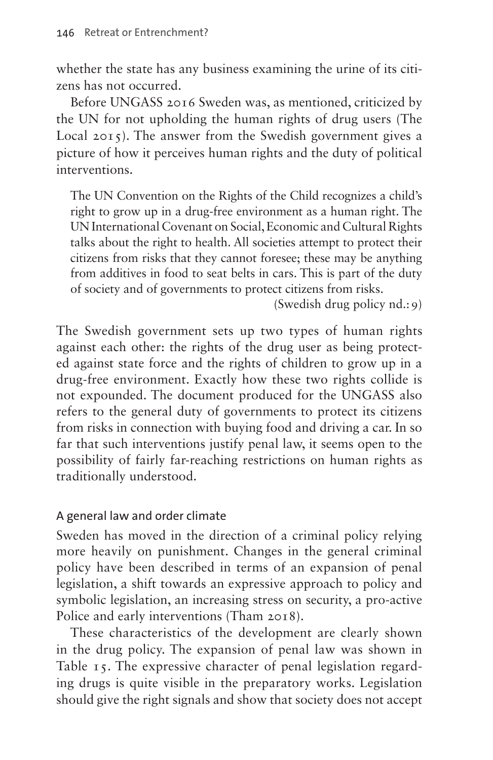whether the state has any business examining the urine of its citizens has not occurred.

Before UNGASS 2016 Sweden was, as mentioned, criticized by the UN for not upholding the human rights of drug users (The Local 2015). The answer from the Swedish government gives a picture of how it perceives human rights and the duty of political interventions.

> The UN Convention on the Rights of the Child recognizes a child's right to grow up in a drug-free environment as a human right. The UN International Covenant on Social, Economic and Cultural Rights talks about the right to health. All societies attempt to protect their citizens from risks that they cannot foresee; these may be anything from additives in food to seat belts in cars. This is part of the duty of society and of governments to protect citizens from risks.
>
> (Swedish drug policy nd.: 9)

The Swedish government sets up two types of human rights against each other: the rights of the drug user as being protected against state force and the rights of children to grow up in a drug-free environment. Exactly how these two rights collide is not expounded. The document produced for the UNGASS also refers to the general duty of governments to protect its citizens from risks in connection with buying food and driving a car. In so far that such interventions justify penal law, it seems open to the possibility of fairly far-reaching restrictions on human rights as traditionally understood.

## A general law and order climate

Sweden has moved in the direction of a criminal policy relying more heavily on punishment. Changes in the general criminal policy have been described in terms of an expansion of penal legislation, a shift towards an expressive approach to policy and symbolic legislation, an increasing stress on security, a pro-active Police and early interventions (Tham 2018).

These characteristics of the development are clearly shown in the drug policy. The expansion of penal law was shown in Table 15. The expressive character of penal legislation regarding drugs is quite visible in the preparatory works. Legislation should give the right signals and show that society does not accept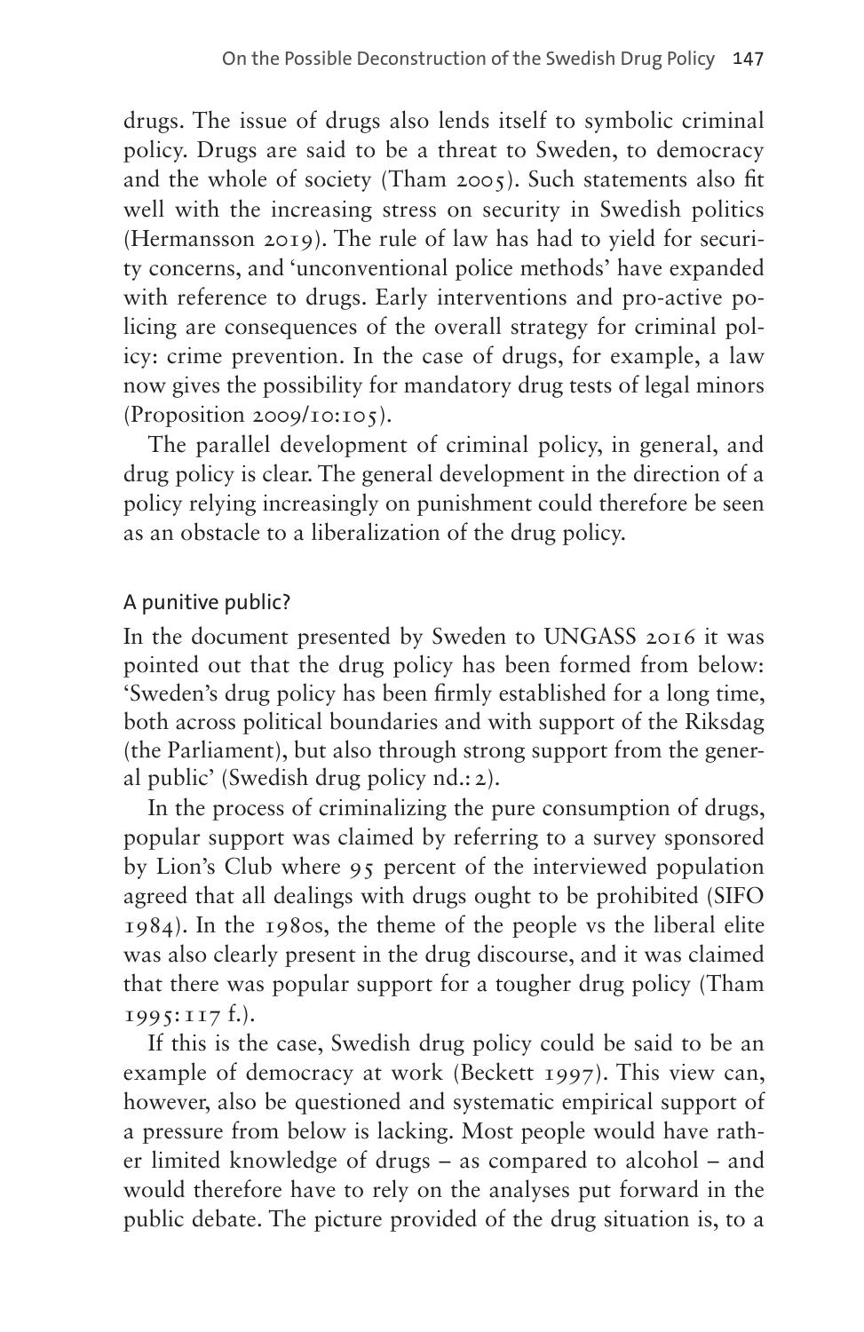drugs. The issue of drugs also lends itself to symbolic criminal policy. Drugs are said to be a threat to Sweden, to democracy and the whole of society (Tham 2005). Such statements also fit well with the increasing stress on security in Swedish politics (Hermansson 2019). The rule of law has had to yield for security concerns, and 'unconventional police methods' have expanded with reference to drugs. Early interventions and pro-active policing are consequences of the overall strategy for criminal policy: crime prevention. In the case of drugs, for example, a law now gives the possibility for mandatory drug tests of legal minors (Proposition 2009/10:105).

The parallel development of criminal policy, in general, and drug policy is clear. The general development in the direction of a policy relying increasingly on punishment could therefore be seen as an obstacle to a liberalization of the drug policy.

### A punitive public?

In the document presented by Sweden to UNGASS 2016 it was pointed out that the drug policy has been formed from below: 'Sweden's drug policy has been firmly established for a long time, both across political boundaries and with support of the Riksdag (the Parliament), but also through strong support from the general public' (Swedish drug policy nd.: 2).

In the process of criminalizing the pure consumption of drugs, popular support was claimed by referring to a survey sponsored by Lion's Club where 95 percent of the interviewed population agreed that all dealings with drugs ought to be prohibited (SIFO 1984). In the 1980s, the theme of the people vs the liberal elite was also clearly present in the drug discourse, and it was claimed that there was popular support for a tougher drug policy (Tham 1995: 117 f.).

If this is the case, Swedish drug policy could be said to be an example of democracy at work (Beckett 1997). This view can, however, also be questioned and systematic empirical support of a pressure from below is lacking. Most people would have rather limited knowledge of drugs – as compared to alcohol – and would therefore have to rely on the analyses put forward in the public debate. The picture provided of the drug situation is, to a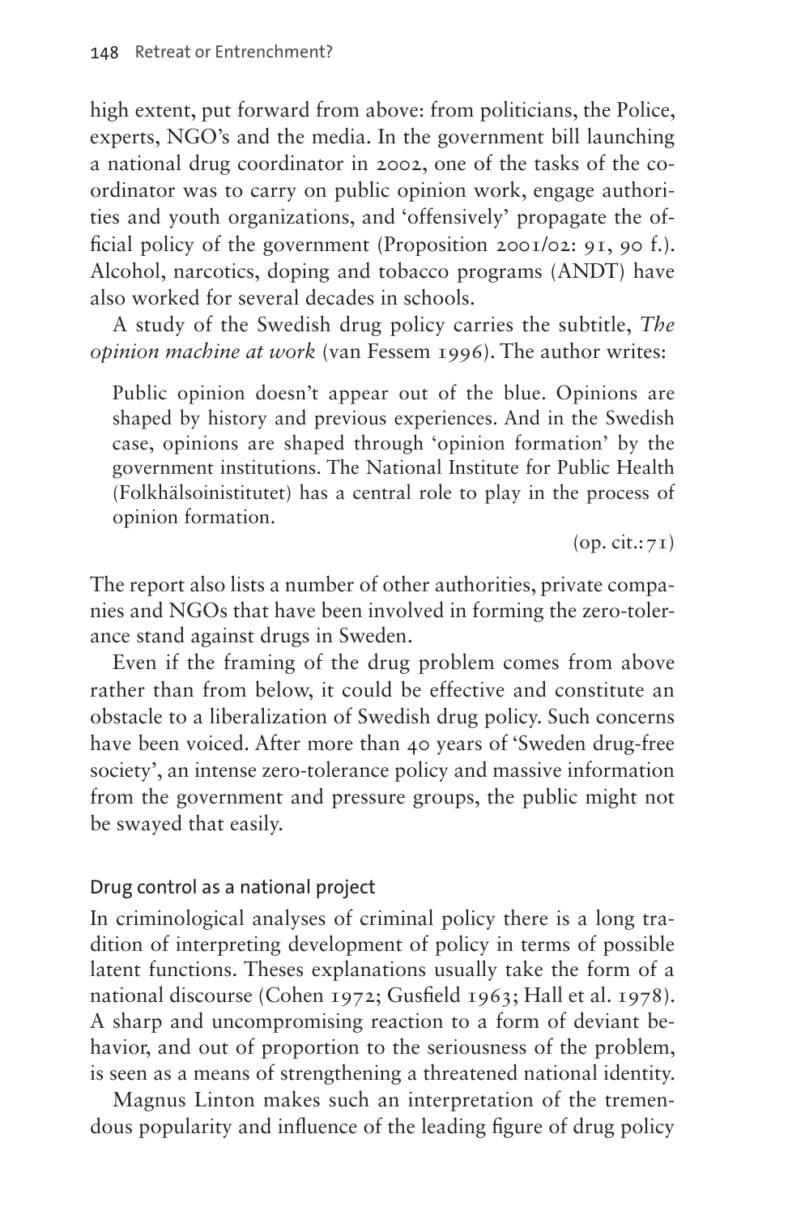high extent, put forward from above: from politicians, the Police, experts, NGO's and the media. In the government bill launching a national drug coordinator in 2002, one of the tasks of the coordinator was to carry on public opinion work, engage authorities and youth organizations, and 'offensively' propagate the official policy of the government (Proposition 2001/02: 91, 90 f.). Alcohol, narcotics, doping and tobacco programs (ANDT) have also worked for several decades in schools.

A study of the Swedish drug policy carries the subtitle, *The opinion machine at work* (van Fessem 1996). The author writes:

> Public opinion doesn't appear out of the blue. Opinions are shaped by history and previous experiences. And in the Swedish case, opinions are shaped through 'opinion formation' by the government institutions. The National Institute for Public Health (Folkhälsoinistitutet) has a central role to play in the process of opinion formation.
>
> (op. cit.: 71)

The report also lists a number of other authorities, private companies and NGOs that have been involved in forming the zero-tolerance stand against drugs in Sweden.

Even if the framing of the drug problem comes from above rather than from below, it could be effective and constitute an obstacle to a liberalization of Swedish drug policy. Such concerns have been voiced. After more than 40 years of 'Sweden drug-free society', an intense zero-tolerance policy and massive information from the government and pressure groups, the public might not be swayed that easily.

## Drug control as a national project

In criminological analyses of criminal policy there is a long tradition of interpreting development of policy in terms of possible latent functions. Theses explanations usually take the form of a national discourse (Cohen 1972; Gusfield 1963; Hall et al. 1978). A sharp and uncompromising reaction to a form of deviant behavior, and out of proportion to the seriousness of the problem, is seen as a means of strengthening a threatened national identity.

Magnus Linton makes such an interpretation of the tremendous popularity and influence of the leading figure of drug policy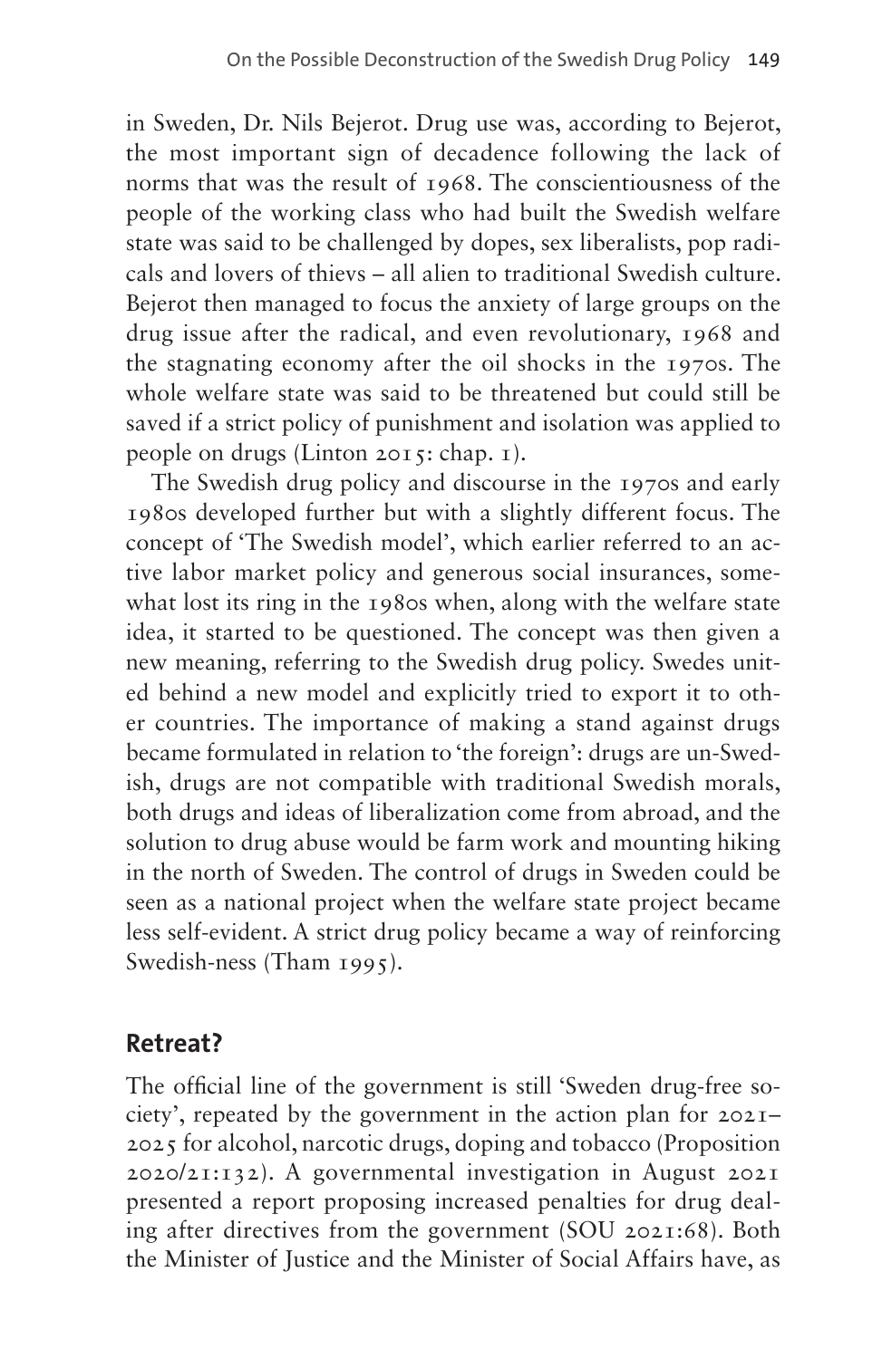in Sweden, Dr. Nils Bejerot. Drug use was, according to Bejerot, the most important sign of decadence following the lack of norms that was the result of 1968. The conscientiousness of the people of the working class who had built the Swedish welfare state was said to be challenged by dopes, sex liberalists, pop radicals and lovers of thievs – all alien to traditional Swedish culture. Bejerot then managed to focus the anxiety of large groups on the drug issue after the radical, and even revolutionary, 1968 and the stagnating economy after the oil shocks in the 1970s. The whole welfare state was said to be threatened but could still be saved if a strict policy of punishment and isolation was applied to people on drugs (Linton 2015: chap. 1).

The Swedish drug policy and discourse in the 1970s and early 1980s developed further but with a slightly different focus. The concept of 'The Swedish model', which earlier referred to an active labor market policy and generous social insurances, somewhat lost its ring in the 1980s when, along with the welfare state idea, it started to be questioned. The concept was then given a new meaning, referring to the Swedish drug policy. Swedes united behind a new model and explicitly tried to export it to other countries. The importance of making a stand against drugs became formulated in relation to 'the foreign': drugs are un-Swedish, drugs are not compatible with traditional Swedish morals, both drugs and ideas of liberalization come from abroad, and the solution to drug abuse would be farm work and mounting hiking in the north of Sweden. The control of drugs in Sweden could be seen as a national project when the welfare state project became less self-evident. A strict drug policy became a way of reinforcing Swedish-ness (Tham 1995).

## Retreat?

The official line of the government is still 'Sweden drug-free society', repeated by the government in the action plan for 2021–2025 for alcohol, narcotic drugs, doping and tobacco (Proposition 2020/21:132). A governmental investigation in August 2021 presented a report proposing increased penalties for drug dealing after directives from the government (SOU 2021:68). Both the Minister of Justice and the Minister of Social Affairs have, as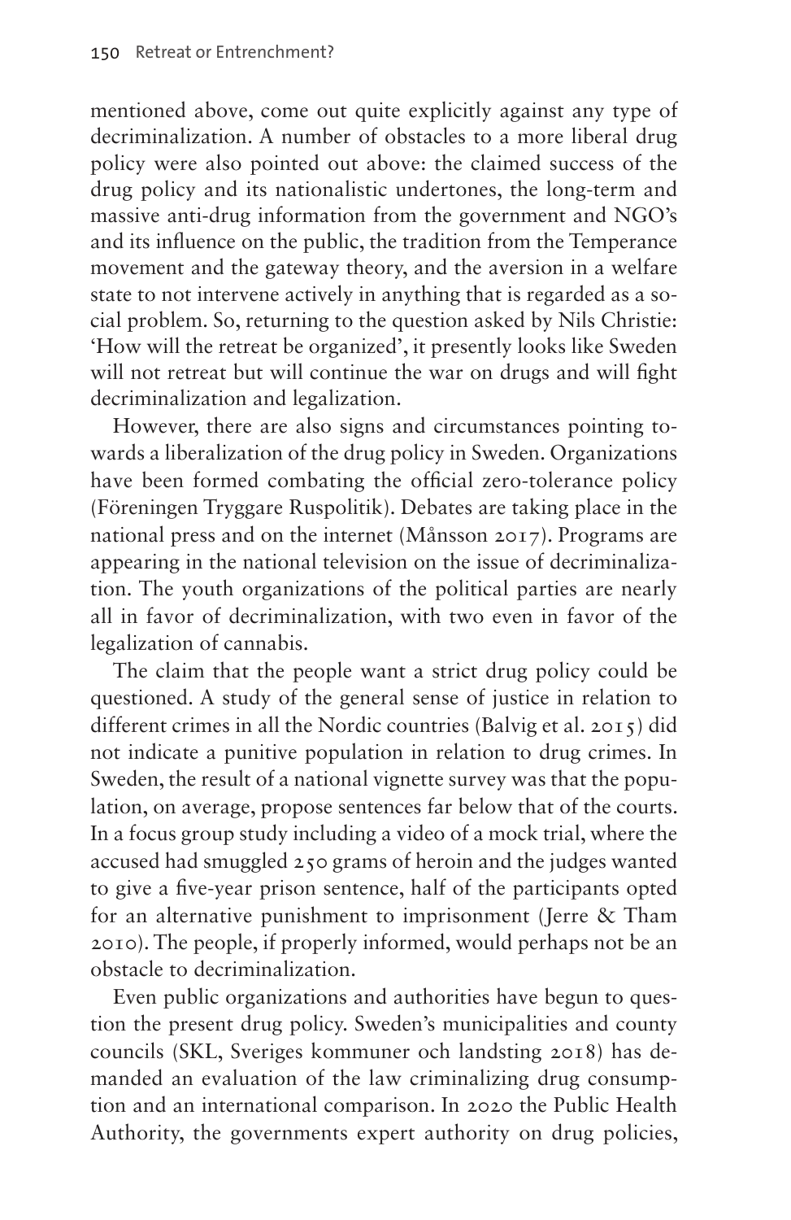mentioned above, come out quite explicitly against any type of decriminalization. A number of obstacles to a more liberal drug policy were also pointed out above: the claimed success of the drug policy and its nationalistic undertones, the long-term and massive anti-drug information from the government and NGO's and its influence on the public, the tradition from the Temperance movement and the gateway theory, and the aversion in a welfare state to not intervene actively in anything that is regarded as a social problem. So, returning to the question asked by Nils Christie: 'How will the retreat be organized', it presently looks like Sweden will not retreat but will continue the war on drugs and will fight decriminalization and legalization.

However, there are also signs and circumstances pointing towards a liberalization of the drug policy in Sweden. Organizations have been formed combating the official zero-tolerance policy (Föreningen Tryggare Ruspolitik). Debates are taking place in the national press and on the internet (Månsson 2017). Programs are appearing in the national television on the issue of decriminalization. The youth organizations of the political parties are nearly all in favor of decriminalization, with two even in favor of the legalization of cannabis.

The claim that the people want a strict drug policy could be questioned. A study of the general sense of justice in relation to different crimes in all the Nordic countries (Balvig et al. 2015) did not indicate a punitive population in relation to drug crimes. In Sweden, the result of a national vignette survey was that the population, on average, propose sentences far below that of the courts. In a focus group study including a video of a mock trial, where the accused had smuggled 250 grams of heroin and the judges wanted to give a five-year prison sentence, half of the participants opted for an alternative punishment to imprisonment (Jerre & Tham 2010). The people, if properly informed, would perhaps not be an obstacle to decriminalization.

Even public organizations and authorities have begun to question the present drug policy. Sweden's municipalities and county councils (SKL, Sveriges kommuner och landsting 2018) has demanded an evaluation of the law criminalizing drug consumption and an international comparison. In 2020 the Public Health Authority, the governments expert authority on drug policies,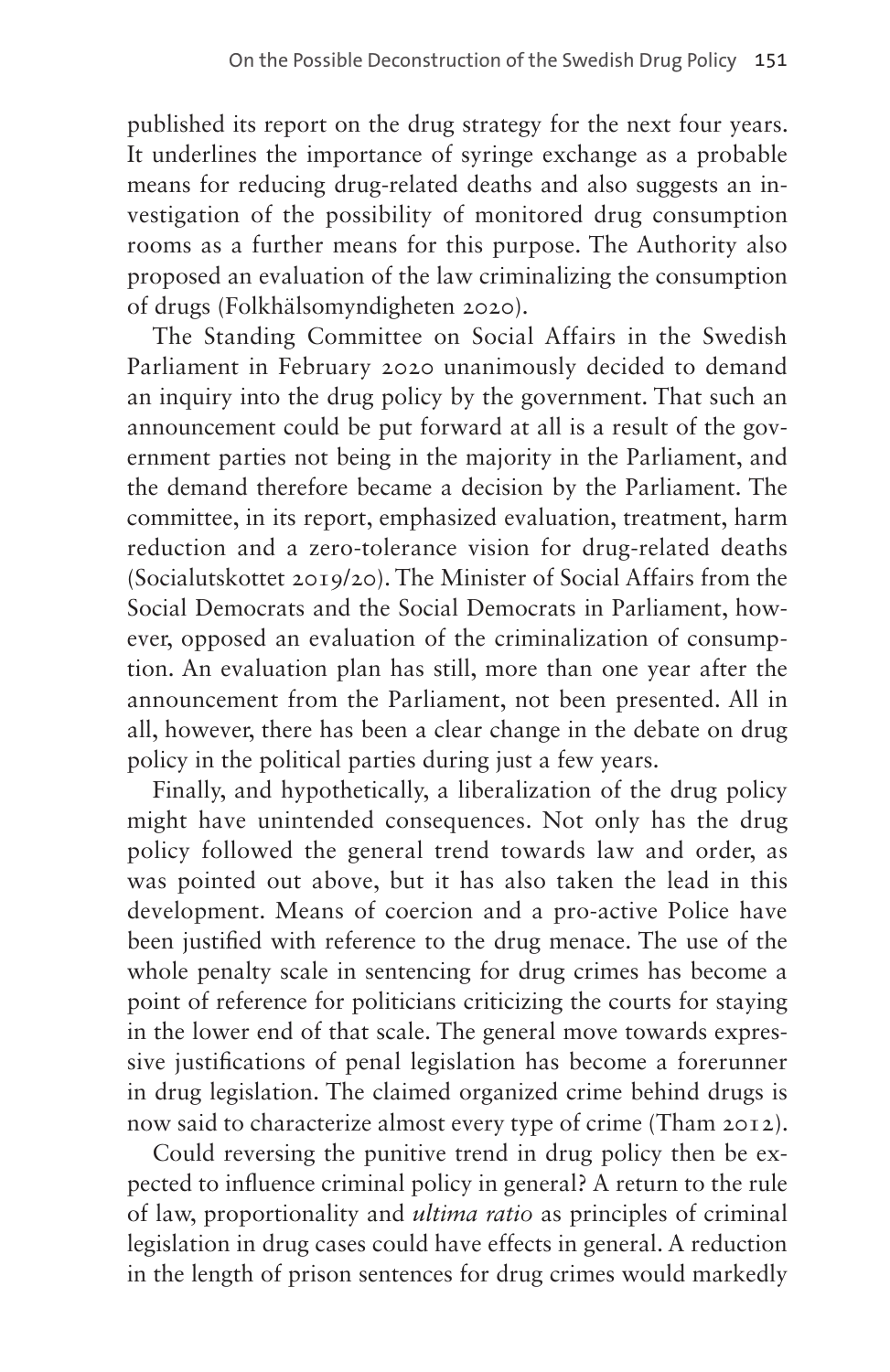published its report on the drug strategy for the next four years. It underlines the importance of syringe exchange as a probable means for reducing drug-related deaths and also suggests an investigation of the possibility of monitored drug consumption rooms as a further means for this purpose. The Authority also proposed an evaluation of the law criminalizing the consumption of drugs (Folkhälsomyndigheten 2020).

The Standing Committee on Social Affairs in the Swedish Parliament in February 2020 unanimously decided to demand an inquiry into the drug policy by the government. That such an announcement could be put forward at all is a result of the government parties not being in the majority in the Parliament, and the demand therefore became a decision by the Parliament. The committee, in its report, emphasized evaluation, treatment, harm reduction and a zero-tolerance vision for drug-related deaths (Socialutskottet 2019/20). The Minister of Social Affairs from the Social Democrats and the Social Democrats in Parliament, however, opposed an evaluation of the criminalization of consumption. An evaluation plan has still, more than one year after the announcement from the Parliament, not been presented. All in all, however, there has been a clear change in the debate on drug policy in the political parties during just a few years.

Finally, and hypothetically, a liberalization of the drug policy might have unintended consequences. Not only has the drug policy followed the general trend towards law and order, as was pointed out above, but it has also taken the lead in this development. Means of coercion and a pro-active Police have been justified with reference to the drug menace. The use of the whole penalty scale in sentencing for drug crimes has become a point of reference for politicians criticizing the courts for staying in the lower end of that scale. The general move towards expressive justifications of penal legislation has become a forerunner in drug legislation. The claimed organized crime behind drugs is now said to characterize almost every type of crime (Tham 2012).

Could reversing the punitive trend in drug policy then be expected to influence criminal policy in general? A return to the rule of law, proportionality and *ultima ratio* as principles of criminal legislation in drug cases could have effects in general. A reduction in the length of prison sentences for drug crimes would markedly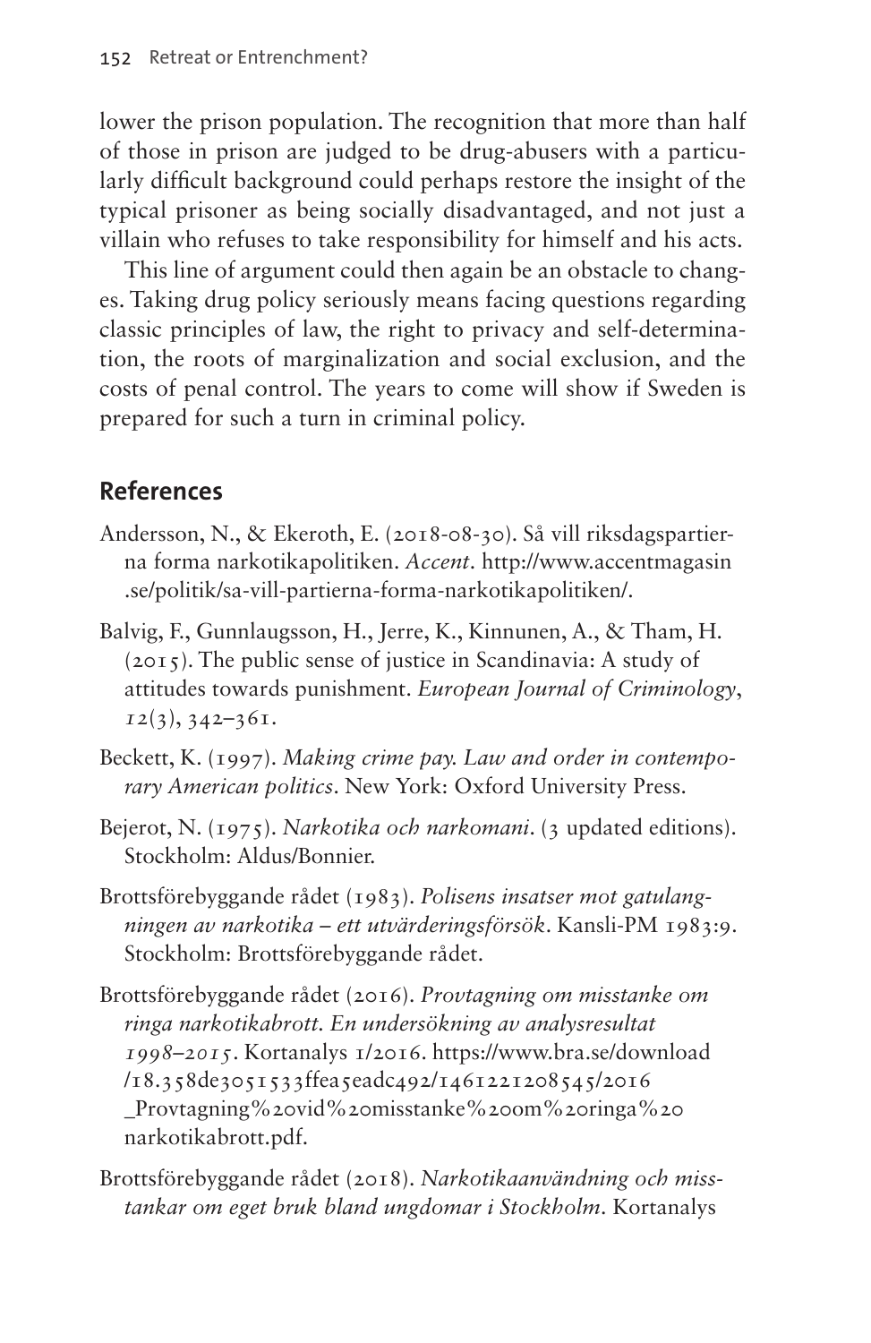lower the prison population. The recognition that more than half of those in prison are judged to be drug-abusers with a particularly difficult background could perhaps restore the insight of the typical prisoner as being socially disadvantaged, and not just a villain who refuses to take responsibility for himself and his acts.

This line of argument could then again be an obstacle to changes. Taking drug policy seriously means facing questions regarding classic principles of law, the right to privacy and self-determination, the roots of marginalization and social exclusion, and the costs of penal control. The years to come will show if Sweden is prepared for such a turn in criminal policy.

## References

Andersson, N., & Ekeroth, E. (2018-08-30). Så vill riksdagspartierna forma narkotikapolitiken. *Accent*. http://www.accentmagasin.se/politik/sa-vill-partierna-forma-narkotikapolitiken/.

Balvig, F., Gunnlaugsson, H., Jerre, K., Kinnunen, A., & Tham, H. (2015). The public sense of justice in Scandinavia: A study of attitudes towards punishment. *European Journal of Criminology*, *12*(3), 342–361.

Beckett, K. (1997). *Making crime pay. Law and order in contemporary American politics*. New York: Oxford University Press.

Bejerot, N. (1975). *Narkotika och narkomani*. (3 updated editions). Stockholm: Aldus/Bonnier.

Brottsförebyggande rådet (1983). *Polisens insatser mot gatulangningen av narkotika – ett utvärderingsförsök*. Kansli-PM 1983:9. Stockholm: Brottsförebyggande rådet.

Brottsförebyggande rådet (2016). *Provtagning om misstanke om ringa narkotikabrott. En undersökning av analysresultat 1998–2015*. Kortanalys 1/2016. https://www.bra.se/download/18.358de3051533ffea5eadc492/1461221208545/2016_Provtagning%20vid%20misstanke%20om%20ringa%20narkotikabrott.pdf.

Brottsförebyggande rådet (2018). *Narkotikaanvändning och misstankar om eget bruk bland ungdomar i Stockholm*. Kortanalys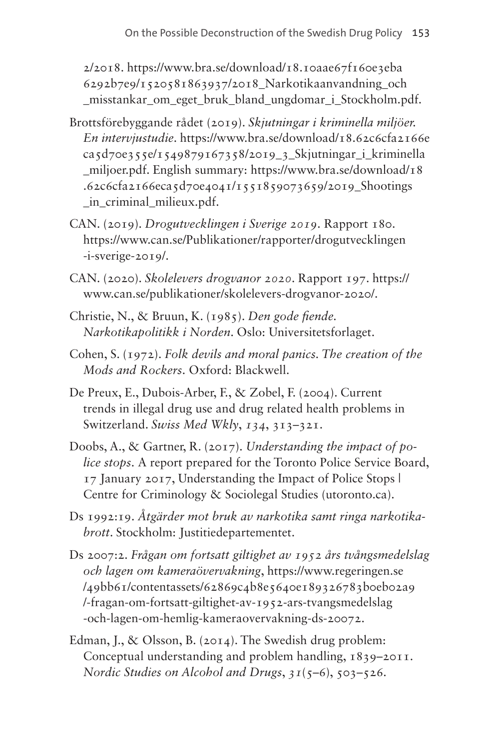2/2018. https://www.bra.se/download/18.10aae67f160e3eba6292b7e9/1520581863937/2018_Narkotikaanvandning_och_misstankar_om_eget_bruk_bland_ungdomar_i_Stockholm.pdf.

Brottsförebyggande rådet (2019). *Skjutningar i kriminella miljöer. En intervjustudie*. https://www.bra.se/download/18.62c6cfa2166eca5d70e355e/1549879167358/2019_3_Skjutningar_i_kriminella_miljoer.pdf. English summary: https://www.bra.se/download/18.62c6cfa2166eca5d70e4041/1551859073659/2019_Shootings_in_criminal_milieux.pdf.

CAN. (2019). *Drogutvecklingen i Sverige 2019*. Rapport 180. https://www.can.se/Publikationer/rapporter/drogutvecklingen-i-sverige-2019/.

CAN. (2020). *Skolelevers drogvanor 2020*. Rapport 197. https://www.can.se/publikationer/skolelevers-drogvanor-2020/.

Christie, N., & Bruun, K. (1985). *Den gode fiende. Narkotikapolitikk i Norden*. Oslo: Universitetsforlaget.

Cohen, S. (1972). *Folk devils and moral panics. The creation of the Mods and Rockers*. Oxford: Blackwell.

De Preux, E., Dubois-Arber, F., & Zobel, F. (2004). Current trends in illegal drug use and drug related health problems in Switzerland. *Swiss Med Wkly*, *134*, 313–321.

Doobs, A., & Gartner, R. (2017). *Understanding the impact of police stops*. A report prepared for the Toronto Police Service Board, 17 January 2017, Understanding the Impact of Police Stops | Centre for Criminology & Sociolegal Studies (utoronto.ca).

Ds 1992:19. *Åtgärder mot bruk av narkotika samt ringa narkotikabrott*. Stockholm: Justitiedepartementet.

Ds 2007:2. *Frågan om fortsatt giltighet av 1952 års tvångsmedelslag och lagen om kameraövervakning*, https://www.regeringen.se/49bb61/contentassets/62869c4b8e5640e189326783b0eb02a9/-fragan-om-fortsatt-giltighet-av-1952-ars-tvangsmedelslag-och-lagen-om-hemlig-kameraovervakning-ds-20072.

Edman, J., & Olsson, B. (2014). The Swedish drug problem: Conceptual understanding and problem handling, 1839–2011. *Nordic Studies on Alcohol and Drugs*, *31*(5–6), 503–526.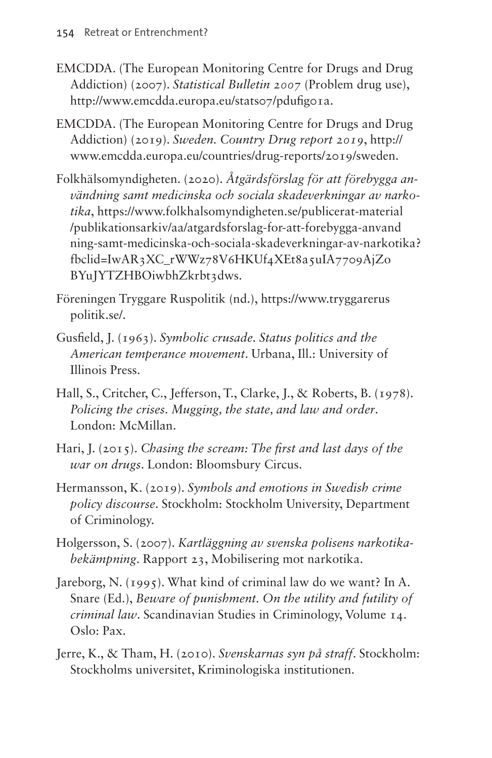EMCDDA. (The European Monitoring Centre for Drugs and Drug Addiction) (2007). *Statistical Bulletin 2007* (Problem drug use), http://www.emcdda.europa.eu/stats07/pdufig01a.

EMCDDA. (The European Monitoring Centre for Drugs and Drug Addiction) (2019). *Sweden. Country Drug report 2019*, http://www.emcdda.europa.eu/countries/drug-reports/2019/sweden.

Folkhälsomyndigheten. (2020). *Åtgärdsförslag för att förebygga användning samt medicinska och sociala skadeverkningar av narkotika*, https://www.folkhalsomyndigheten.se/publicerat-material/publikationsarkiv/aa/atgardsforslag-for-att-forebygga-anvandning-samt-medicinska-och-sociala-skadeverkningar-av-narkotika?fbclid=IwAR3XC_rWWz78V6HKUf4XEt8a5uIA7709AjZoBYuJYTZHBOiwbhZkrbt3dws.

Föreningen Tryggare Ruspolitik (nd.), https://www.tryggareruspolitik.se/.

Gusfield, J. (1963). *Symbolic crusade. Status politics and the American temperance movement*. Urbana, Ill.: University of Illinois Press.

Hall, S., Critcher, C., Jefferson, T., Clarke, J., & Roberts, B. (1978). *Policing the crises. Mugging, the state, and law and order*. London: McMillan.

Hari, J. (2015). *Chasing the scream: The first and last days of the war on drugs*. London: Bloomsbury Circus.

Hermansson, K. (2019). *Symbols and emotions in Swedish crime policy discourse*. Stockholm: Stockholm University, Department of Criminology.

Holgersson, S. (2007). *Kartläggning av svenska polisens narkotikabekämpning*. Rapport 23, Mobilisering mot narkotika.

Jareborg, N. (1995). What kind of criminal law do we want? In A. Snare (Ed.), *Beware of punishment. On the utility and futility of criminal law*. Scandinavian Studies in Criminology, Volume 14. Oslo: Pax.

Jerre, K., & Tham, H. (2010). *Svenskarnas syn på straff*. Stockholm: Stockholms universitet, Kriminologiska institutionen.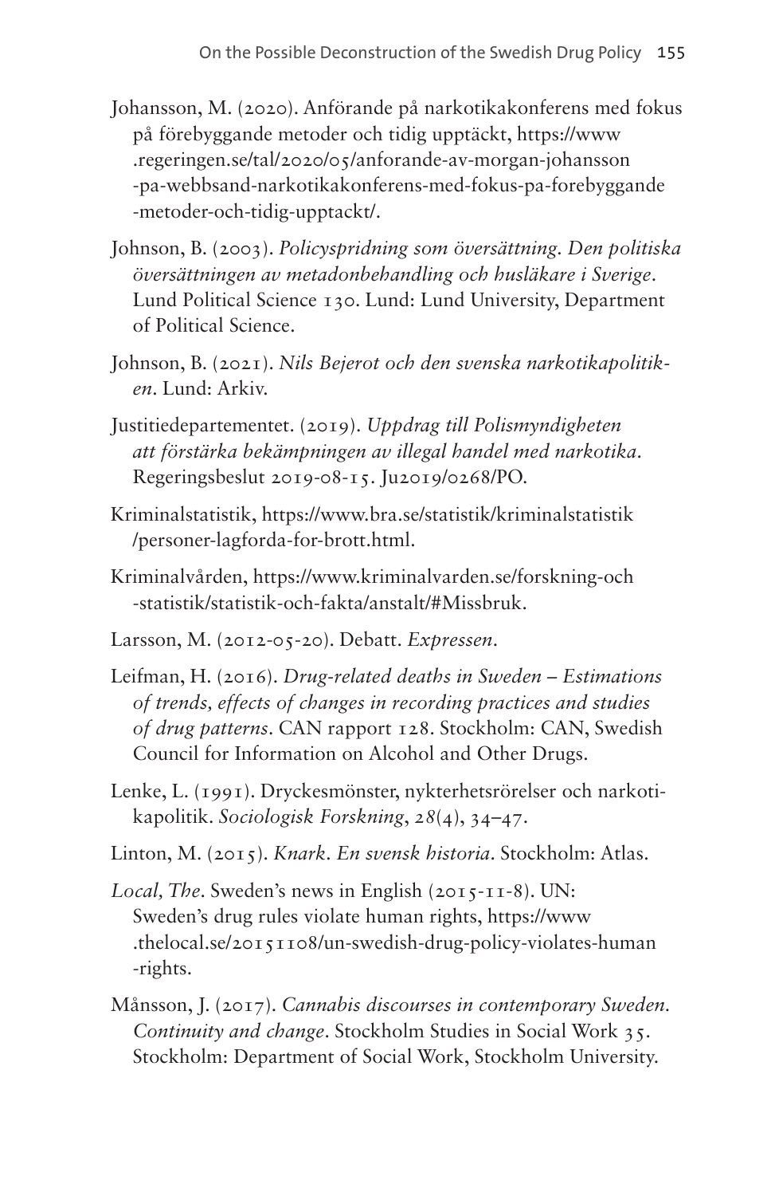Johansson, M. (2020). Anförande på narkotikakonferens med fokus på förebyggande metoder och tidig upptäckt, https://www.regeringen.se/tal/2020/05/anforande-av-morgan-johansson-pa-webbsand-narkotikakonferens-med-fokus-pa-forebyggande-metoder-och-tidig-upptackt/.

Johnson, B. (2003). *Policyspridning som översättning. Den politiska översättningen av metadonbehandling och husläkare i Sverige*. Lund Political Science 130. Lund: Lund University, Department of Political Science.

Johnson, B. (2021). *Nils Bejerot och den svenska narkotikapolitiken*. Lund: Arkiv.

Justitiedepartementet. (2019). *Uppdrag till Polismyndigheten att förstärka bekämpningen av illegal handel med narkotika*. Regeringsbeslut 2019-08-15. Ju2019/0268/PO.

Kriminalstatistik, https://www.bra.se/statistik/kriminalstatistik/personer-lagforda-for-brott.html.

Kriminalvården, https://www.kriminalvarden.se/forskning-och-statistik/statistik-och-fakta/anstalt/#Missbruk.

Larsson, M. (2012-05-20). Debatt. *Expressen*.

Leifman, H. (2016). *Drug-related deaths in Sweden – Estimations of trends, effects of changes in recording practices and studies of drug patterns*. CAN rapport 128. Stockholm: CAN, Swedish Council for Information on Alcohol and Other Drugs.

Lenke, L. (1991). Dryckesmönster, nykterhetsrörelser och narkotikapolitik. *Sociologisk Forskning*, *28*(4), 34–47.

Linton, M. (2015). *Knark. En svensk historia*. Stockholm: Atlas.

*Local, The*. Sweden's news in English (2015-11-8). UN: Sweden's drug rules violate human rights, https://www.thelocal.se/20151108/un-swedish-drug-policy-violates-human-rights.

Månsson, J. (2017). *Cannabis discourses in contemporary Sweden. Continuity and change*. Stockholm Studies in Social Work 35. Stockholm: Department of Social Work, Stockholm University.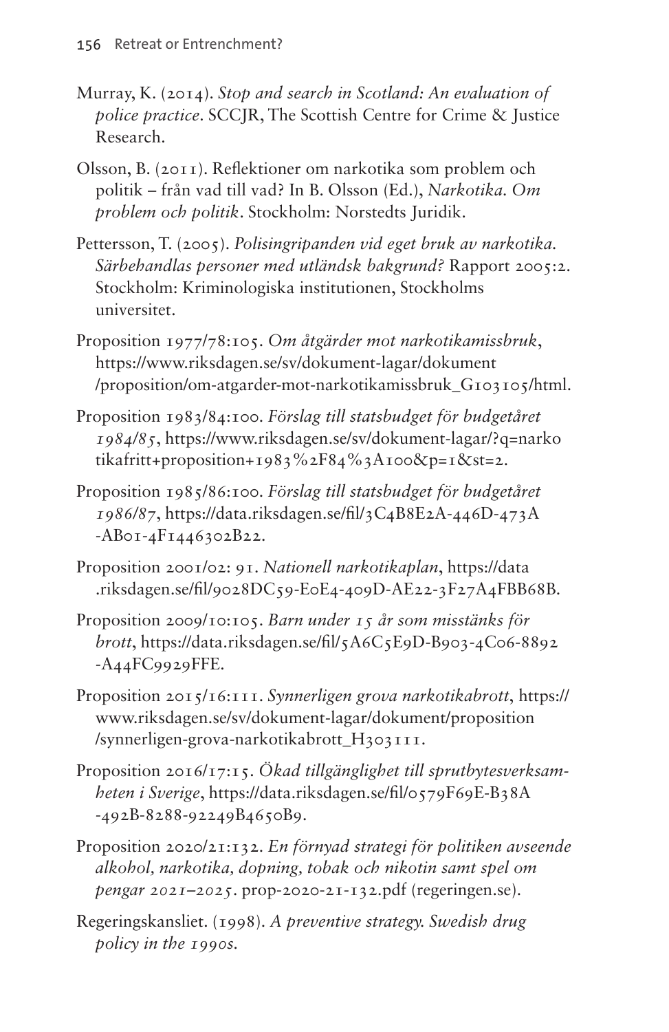Murray, K. (2014). *Stop and search in Scotland: An evaluation of police practice*. SCCJR, The Scottish Centre for Crime & Justice Research.

Olsson, B. (2011). Reflektioner om narkotika som problem och politik – från vad till vad? In B. Olsson (Ed.), *Narkotika. Om problem och politik*. Stockholm: Norstedts Juridik.

Pettersson, T. (2005). *Polisingripanden vid eget bruk av narkotika. Särbehandlas personer med utländsk bakgrund?* Rapport 2005:2. Stockholm: Kriminologiska institutionen, Stockholms universitet.

Proposition 1977/78:105. *Om åtgärder mot narkotikamissbruk*, https://www.riksdagen.se/sv/dokument-lagar/dokument/proposition/om-atgarder-mot-narkotikamissbruk_G103105/html.

Proposition 1983/84:100. *Förslag till statsbudget för budgetåret 1984/85*, https://www.riksdagen.se/sv/dokument-lagar/?q=narkotikafritt+proposition+1983%2F84%3A100&p=1&st=2.

Proposition 1985/86:100. *Förslag till statsbudget för budgetåret 1986/87*, https://data.riksdagen.se/fil/3C4B8E2A-446D-473A-AB01-4F1446302B22.

Proposition 2001/02: 91. *Nationell narkotikaplan*, https://data.riksdagen.se/fil/9028DC59-E0E4-409D-AE22-3F27A4FBB68B.

Proposition 2009/10:105. *Barn under 15 år som misstänks för brott*, https://data.riksdagen.se/fil/5A6C5E9D-B903-4C06-8892-A44FC9929FFE.

Proposition 2015/16:111. *Synnerligen grova narkotikabrott*, https://www.riksdagen.se/sv/dokument-lagar/dokument/proposition/synnerligen-grova-narkotikabrott_H303111.

Proposition 2016/17:15. *Ökad tillgänglighet till sprutbytesverksamheten i Sverige*, https://data.riksdagen.se/fil/0579F69E-B38A-492B-8288-92249B4650B9.

Proposition 2020/21:132. *En förnyad strategi för politiken avseende alkohol, narkotika, dopning, tobak och nikotin samt spel om pengar 2021–2025*. prop-2020-21-132.pdf (regeringen.se).

Regeringskansliet. (1998). *A preventive strategy. Swedish drug policy in the 1990s.*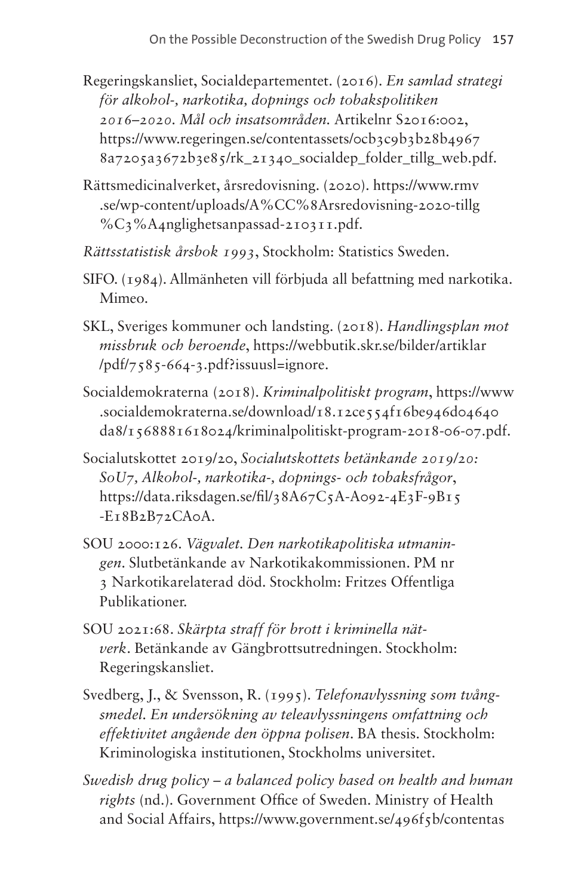Regeringskansliet, Socialdepartementet. (2016). *En samlad strategi för alkohol-, narkotika, dopnings och tobakspolitiken 2016–2020. Mål och insatsområden.* Artikelnr S2016:002, https://www.regeringen.se/contentassets/0cb3c9b3b28b4967 8a7205a3672b3e85/rk_21340_socialdep_folder_tillg_web.pdf.

Rättsmedicinalverket, årsredovisning. (2020). https://www.rmv .se/wp-content/uploads/A%CC%8Arsredovisning-2020-tillg %C3%A4nglighetsanpassad-210311.pdf.

*Rättsstatistisk årsbok 1993*, Stockholm: Statistics Sweden.

SIFO. (1984). Allmänheten vill förbjuda all befattning med narkotika. Mimeo.

SKL, Sveriges kommuner och landsting. (2018). *Handlingsplan mot missbruk och beroende*, https://webbutik.skr.se/bilder/artiklar /pdf/7585-664-3.pdf?issuusl=ignore.

Socialdemokraterna (2018). *Kriminalpolitiskt program*, https://www .socialdemokraterna.se/download/18.12ce554f16be946d04640 da8/1568881618024/kriminalpolitiskt-program-2018-06-07.pdf.

Socialutskottet 2019/20, *Socialutskottets betänkande 2019/20: SoU7, Alkohol-, narkotika-, dopnings- och tobaksfrågor*, https://data.riksdagen.se/fil/38A67C5A-A092-4E3F-9B15 -E18B2B72CA0A.

SOU 2000:126. *Vägvalet. Den narkotikapolitiska utmaningen*. Slutbetänkande av Narkotikakommissionen. PM nr 3 Narkotikarelaterad död. Stockholm: Fritzes Offentliga Publikationer.

SOU 2021:68. *Skärpta straff för brott i kriminella nätverk*. Betänkande av Gängbrottsutredningen. Stockholm: Regeringskansliet.

Svedberg, J., & Svensson, R. (1995). *Telefonavlyssning som tvångsmedel. En undersökning av teleavlyssningens omfattning och effektivitet angående den öppna polisen*. BA thesis. Stockholm: Kriminologiska institutionen, Stockholms universitet.

*Swedish drug policy – a balanced policy based on health and human rights* (nd.). Government Office of Sweden. Ministry of Health and Social Affairs, https://www.government.se/496f5b/contentas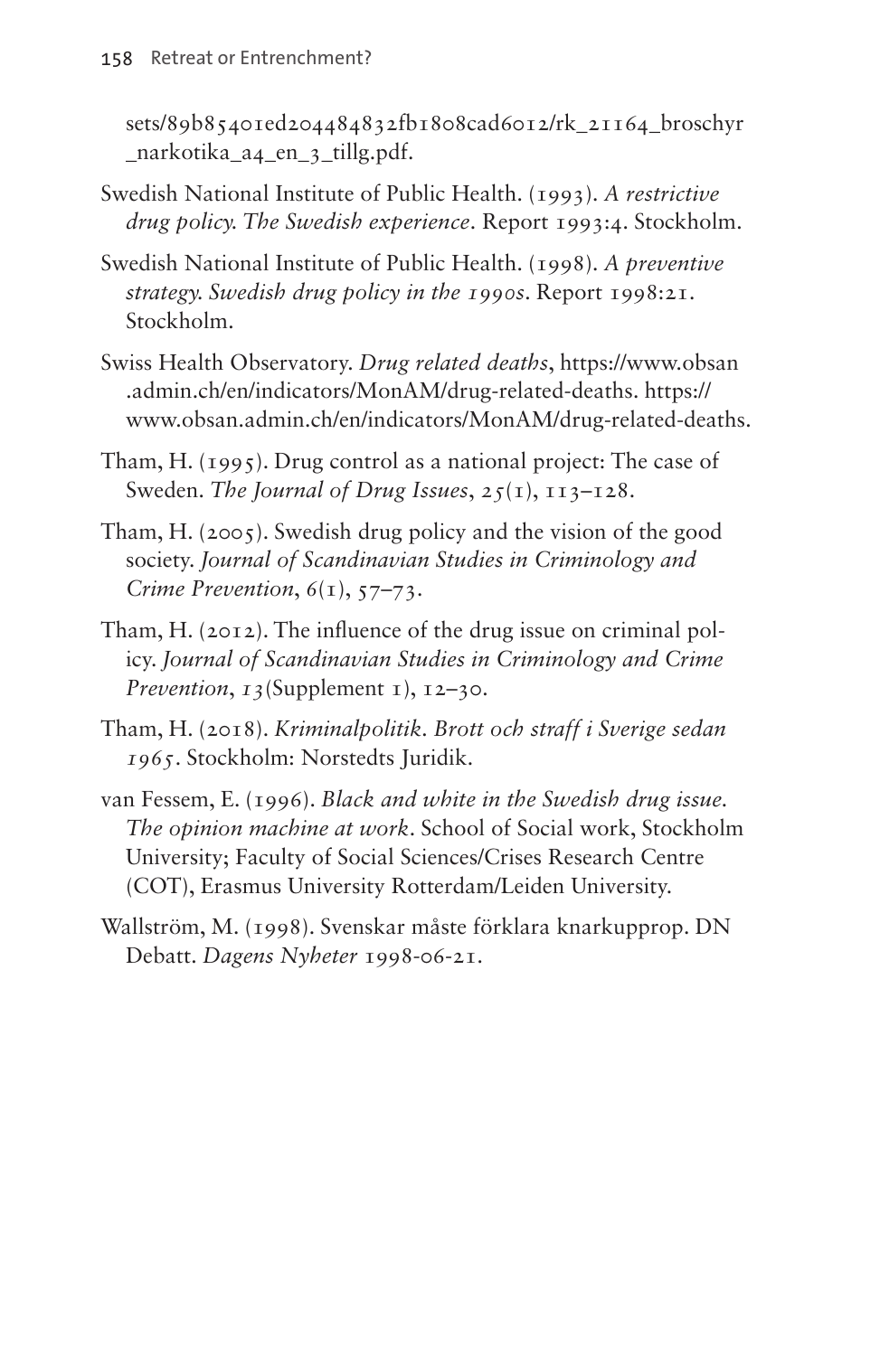sets/89b85401ed204484832fb1808cad6012/rk_21164_broschyr_narkotika_a4_en_3_tillg.pdf.

Swedish National Institute of Public Health. (1993). *A restrictive drug policy. The Swedish experience*. Report 1993:4. Stockholm.

Swedish National Institute of Public Health. (1998). *A preventive strategy. Swedish drug policy in the 1990s*. Report 1998:21. Stockholm.

Swiss Health Observatory. *Drug related deaths*, https://www.obsan.admin.ch/en/indicators/MonAM/drug-related-deaths. https://www.obsan.admin.ch/en/indicators/MonAM/drug-related-deaths.

Tham, H. (1995). Drug control as a national project: The case of Sweden. *The Journal of Drug Issues*, *25*(1), 113–128.

Tham, H. (2005). Swedish drug policy and the vision of the good society. *Journal of Scandinavian Studies in Criminology and Crime Prevention*, *6*(1), 57–73.

Tham, H. (2012). The influence of the drug issue on criminal policy. *Journal of Scandinavian Studies in Criminology and Crime Prevention*, *13*(Supplement 1), 12–30.

Tham, H. (2018). *Kriminalpolitik. Brott och straff i Sverige sedan 1965*. Stockholm: Norstedts Juridik.

van Fessem, E. (1996). *Black and white in the Swedish drug issue. The opinion machine at work*. School of Social work, Stockholm University; Faculty of Social Sciences/Crises Research Centre (COT), Erasmus University Rotterdam/Leiden University.

Wallström, M. (1998). Svenskar måste förklara knarkupprop. DN Debatt. *Dagens Nyheter* 1998-06-21.